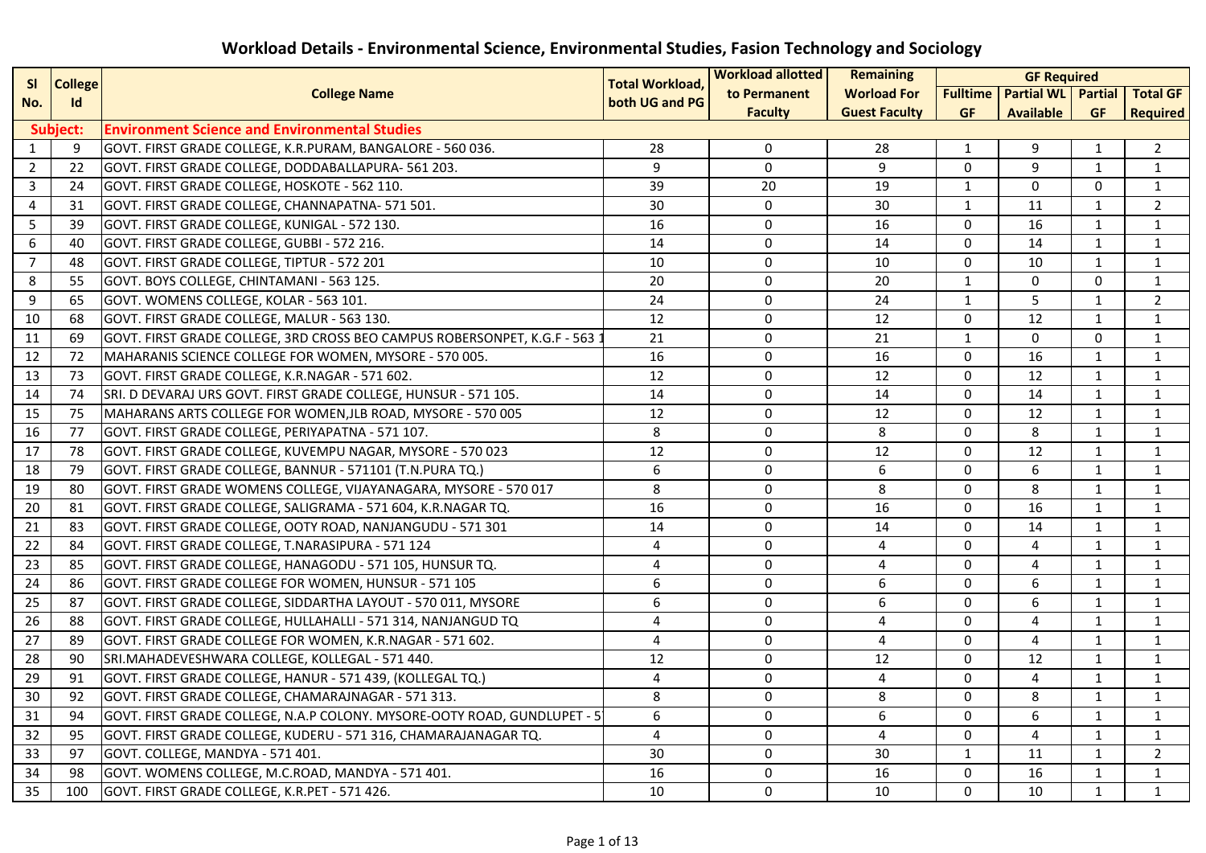# Workload Details - Environmental Science, Environmental Studies, Fasion Technology and Sociology

| Sl No. | College Id | College Name | Total Workload, both UG and PG | Workload allotted to Permanent Faculty | Remaining Worload For Guest Faculty | GF Required | | | |
|---|---|---|---|---|---|---|---|---|---|
| | | | | | | Fulltime GF | Partial WL Available | Partial GF | Total GF Required |
| Subject: | | Environment Science and Environmental Studies | | | | | | | |
| 1 | 9 | GOVT. FIRST GRADE COLLEGE, K.R.PURAM, BANGALORE - 560 036. | 28 | 0 | 28 | 1 | 9 | 1 | 2 |
| 2 | 22 | GOVT. FIRST GRADE COLLEGE, DODDABALLAPURA- 561 203. | 9 | 0 | 9 | 0 | 9 | 1 | 1 |
| 3 | 24 | GOVT. FIRST GRADE COLLEGE, HOSKOTE - 562 110. | 39 | 20 | 19 | 1 | 0 | 0 | 1 |
| 4 | 31 | GOVT. FIRST GRADE COLLEGE, CHANNAPATNA- 571 501. | 30 | 0 | 30 | 1 | 11 | 1 | 2 |
| 5 | 39 | GOVT. FIRST GRADE COLLEGE, KUNIGAL - 572 130. | 16 | 0 | 16 | 0 | 16 | 1 | 1 |
| 6 | 40 | GOVT. FIRST GRADE COLLEGE, GUBBI - 572 216. | 14 | 0 | 14 | 0 | 14 | 1 | 1 |
| 7 | 48 | GOVT. FIRST GRADE COLLEGE, TIPTUR - 572 201 | 10 | 0 | 10 | 0 | 10 | 1 | 1 |
| 8 | 55 | GOVT. BOYS COLLEGE, CHINTAMANI - 563 125. | 20 | 0 | 20 | 1 | 0 | 0 | 1 |
| 9 | 65 | GOVT. WOMENS COLLEGE, KOLAR - 563 101. | 24 | 0 | 24 | 1 | 5 | 1 | 2 |
| 10 | 68 | GOVT. FIRST GRADE COLLEGE, MALUR - 563 130. | 12 | 0 | 12 | 0 | 12 | 1 | 1 |
| 11 | 69 | GOVT. FIRST GRADE COLLEGE, 3RD CROSS BEO CAMPUS ROBERSONPET, K.G.F - 563 1 | 21 | 0 | 21 | 1 | 0 | 0 | 1 |
| 12 | 72 | MAHARANIS SCIENCE COLLEGE FOR WOMEN, MYSORE - 570 005. | 16 | 0 | 16 | 0 | 16 | 1 | 1 |
| 13 | 73 | GOVT. FIRST GRADE COLLEGE, K.R.NAGAR - 571 602. | 12 | 0 | 12 | 0 | 12 | 1 | 1 |
| 14 | 74 | SRI. D DEVARAJ URS GOVT. FIRST GRADE COLLEGE, HUNSUR - 571 105. | 14 | 0 | 14 | 0 | 14 | 1 | 1 |
| 15 | 75 | MAHARANS ARTS COLLEGE FOR WOMEN,JLB ROAD, MYSORE - 570 005 | 12 | 0 | 12 | 0 | 12 | 1 | 1 |
| 16 | 77 | GOVT. FIRST GRADE COLLEGE, PERIYAPATNA - 571 107. | 8 | 0 | 8 | 0 | 8 | 1 | 1 |
| 17 | 78 | GOVT. FIRST GRADE COLLEGE, KUVEMPU NAGAR, MYSORE - 570 023 | 12 | 0 | 12 | 0 | 12 | 1 | 1 |
| 18 | 79 | GOVT. FIRST GRADE COLLEGE, BANNUR - 571101 (T.N.PURA TQ.) | 6 | 0 | 6 | 0 | 6 | 1 | 1 |
| 19 | 80 | GOVT. FIRST GRADE WOMENS COLLEGE, VIJAYANAGARA, MYSORE - 570 017 | 8 | 0 | 8 | 0 | 8 | 1 | 1 |
| 20 | 81 | GOVT. FIRST GRADE COLLEGE, SALIGRAMA - 571 604, K.R.NAGAR TQ. | 16 | 0 | 16 | 0 | 16 | 1 | 1 |
| 21 | 83 | GOVT. FIRST GRADE COLLEGE, OOTY ROAD, NANJANGUDU - 571 301 | 14 | 0 | 14 | 0 | 14 | 1 | 1 |
| 22 | 84 | GOVT. FIRST GRADE COLLEGE, T.NARASIPURA - 571 124 | 4 | 0 | 4 | 0 | 4 | 1 | 1 |
| 23 | 85 | GOVT. FIRST GRADE COLLEGE, HANAGODU - 571 105, HUNSUR TQ. | 4 | 0 | 4 | 0 | 4 | 1 | 1 |
| 24 | 86 | GOVT. FIRST GRADE COLLEGE FOR WOMEN, HUNSUR - 571 105 | 6 | 0 | 6 | 0 | 6 | 1 | 1 |
| 25 | 87 | GOVT. FIRST GRADE COLLEGE, SIDDARTHA LAYOUT - 570 011, MYSORE | 6 | 0 | 6 | 0 | 6 | 1 | 1 |
| 26 | 88 | GOVT. FIRST GRADE COLLEGE, HULLAHALLI - 571 314, NANJANGUD TQ | 4 | 0 | 4 | 0 | 4 | 1 | 1 |
| 27 | 89 | GOVT. FIRST GRADE COLLEGE FOR WOMEN, K.R.NAGAR - 571 602. | 4 | 0 | 4 | 0 | 4 | 1 | 1 |
| 28 | 90 | SRI.MAHADEVESHWARA COLLEGE, KOLLEGAL - 571 440. | 12 | 0 | 12 | 0 | 12 | 1 | 1 |
| 29 | 91 | GOVT. FIRST GRADE COLLEGE, HANUR - 571 439, (KOLLEGAL TQ.) | 4 | 0 | 4 | 0 | 4 | 1 | 1 |
| 30 | 92 | GOVT. FIRST GRADE COLLEGE, CHAMARAJNAGAR - 571 313. | 8 | 0 | 8 | 0 | 8 | 1 | 1 |
| 31 | 94 | GOVT. FIRST GRADE COLLEGE, N.A.P COLONY. MYSORE-OOTY ROAD, GUNDLUPET - 5 | 6 | 0 | 6 | 0 | 6 | 1 | 1 |
| 32 | 95 | GOVT. FIRST GRADE COLLEGE, KUDERU - 571 316, CHAMARAJANAGAR TQ. | 4 | 0 | 4 | 0 | 4 | 1 | 1 |
| 33 | 97 | GOVT. COLLEGE, MANDYA - 571 401. | 30 | 0 | 30 | 1 | 11 | 1 | 2 |
| 34 | 98 | GOVT. WOMENS COLLEGE, M.C.ROAD, MANDYA - 571 401. | 16 | 0 | 16 | 0 | 16 | 1 | 1 |
| 35 | 100 | GOVT. FIRST GRADE COLLEGE, K.R.PET - 571 426. | 10 | 0 | 10 | 0 | 10 | 1 | 1 |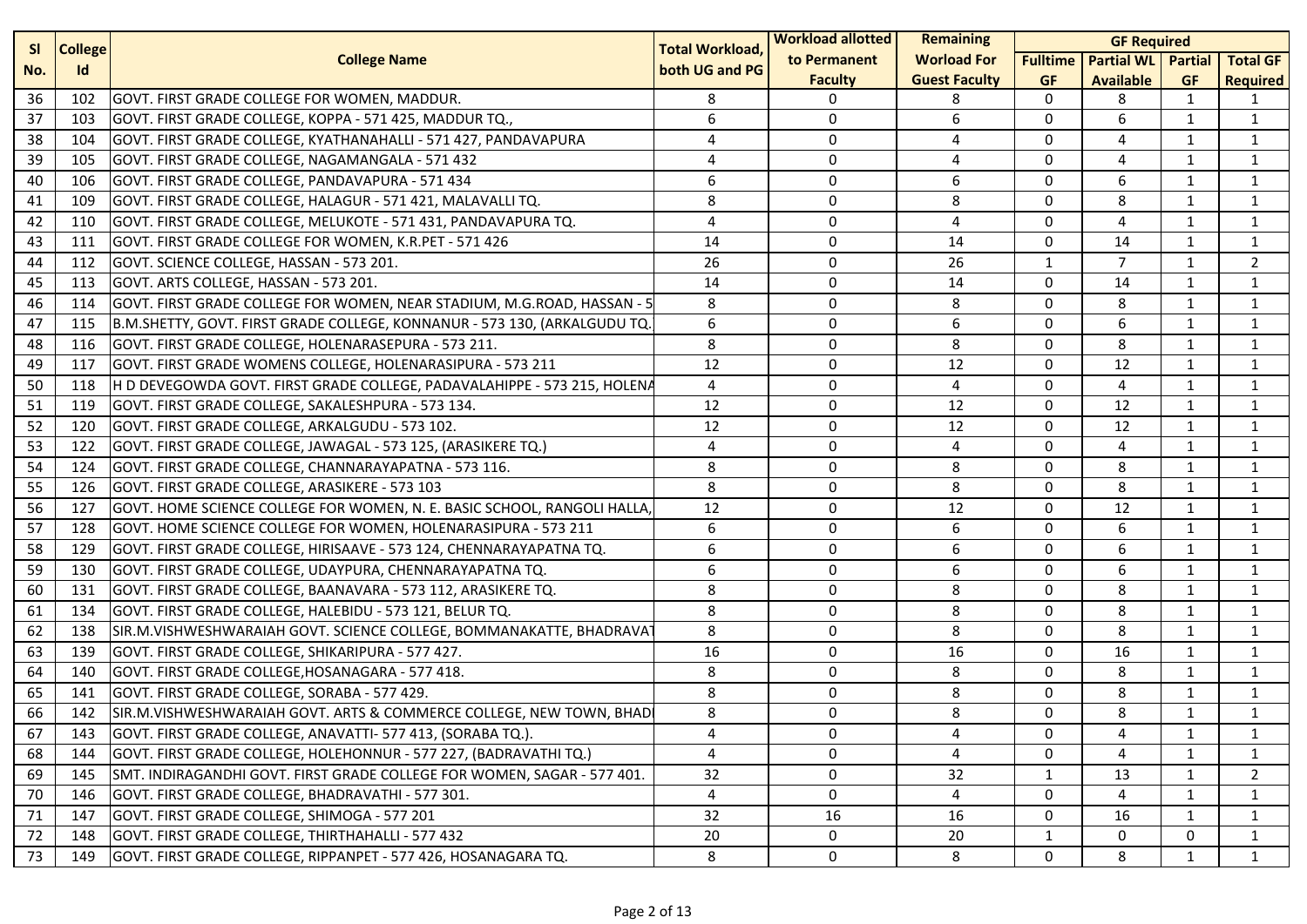| Sl No. | College Id | College Name | Total Workload, both UG and PG | Workload allotted to Permanent Faculty | Remaining Worload For Guest Faculty | GF Required | | | |
|---|---|---|---|---|---|---|---|---|---|
| | | | | | | Fulltime GF | Partial WL Available | Partial GF | Total GF Required |
| 36 | 102 | GOVT. FIRST GRADE COLLEGE FOR WOMEN, MADDUR. | 8 | 0 | 8 | 0 | 8 | 1 | 1 |
| 37 | 103 | GOVT. FIRST GRADE COLLEGE, KOPPA - 571 425, MADDUR TQ., | 6 | 0 | 6 | 0 | 6 | 1 | 1 |
| 38 | 104 | GOVT. FIRST GRADE COLLEGE, KYATHANAHALLI - 571 427, PANDAVAPURA | 4 | 0 | 4 | 0 | 4 | 1 | 1 |
| 39 | 105 | GOVT. FIRST GRADE COLLEGE, NAGAMANGALA - 571 432 | 4 | 0 | 4 | 0 | 4 | 1 | 1 |
| 40 | 106 | GOVT. FIRST GRADE COLLEGE, PANDAVAPURA - 571 434 | 6 | 0 | 6 | 0 | 6 | 1 | 1 |
| 41 | 109 | GOVT. FIRST GRADE COLLEGE, HALAGUR - 571 421, MALAVALLI TQ. | 8 | 0 | 8 | 0 | 8 | 1 | 1 |
| 42 | 110 | GOVT. FIRST GRADE COLLEGE, MELUKOTE - 571 431, PANDAVAPURA TQ. | 4 | 0 | 4 | 0 | 4 | 1 | 1 |
| 43 | 111 | GOVT. FIRST GRADE COLLEGE FOR WOMEN, K.R.PET - 571 426 | 14 | 0 | 14 | 0 | 14 | 1 | 1 |
| 44 | 112 | GOVT. SCIENCE COLLEGE, HASSAN - 573 201. | 26 | 0 | 26 | 1 | 7 | 1 | 2 |
| 45 | 113 | GOVT. ARTS COLLEGE, HASSAN - 573 201. | 14 | 0 | 14 | 0 | 14 | 1 | 1 |
| 46 | 114 | GOVT. FIRST GRADE COLLEGE FOR WOMEN, NEAR STADIUM, M.G.ROAD, HASSAN - 5 | 8 | 0 | 8 | 0 | 8 | 1 | 1 |
| 47 | 115 | B.M.SHETTY, GOVT. FIRST GRADE COLLEGE, KONNANUR - 573 130, (ARKALGUDU TQ. | 6 | 0 | 6 | 0 | 6 | 1 | 1 |
| 48 | 116 | GOVT. FIRST GRADE COLLEGE, HOLENARASEPURA - 573 211. | 8 | 0 | 8 | 0 | 8 | 1 | 1 |
| 49 | 117 | GOVT. FIRST GRADE WOMENS COLLEGE, HOLENARASIPURA - 573 211 | 12 | 0 | 12 | 0 | 12 | 1 | 1 |
| 50 | 118 | H D DEVEGOWDA GOVT. FIRST GRADE COLLEGE, PADAVALAHIPPE - 573 215, HOLENA | 4 | 0 | 4 | 0 | 4 | 1 | 1 |
| 51 | 119 | GOVT. FIRST GRADE COLLEGE, SAKALESHPURA - 573 134. | 12 | 0 | 12 | 0 | 12 | 1 | 1 |
| 52 | 120 | GOVT. FIRST GRADE COLLEGE, ARKALGUDU - 573 102. | 12 | 0 | 12 | 0 | 12 | 1 | 1 |
| 53 | 122 | GOVT. FIRST GRADE COLLEGE, JAWAGAL - 573 125, (ARASIKERE TQ.) | 4 | 0 | 4 | 0 | 4 | 1 | 1 |
| 54 | 124 | GOVT. FIRST GRADE COLLEGE, CHANNARAYAPATNA - 573 116. | 8 | 0 | 8 | 0 | 8 | 1 | 1 |
| 55 | 126 | GOVT. FIRST GRADE COLLEGE, ARASIKERE - 573 103 | 8 | 0 | 8 | 0 | 8 | 1 | 1 |
| 56 | 127 | GOVT. HOME SCIENCE COLLEGE FOR WOMEN, N. E. BASIC SCHOOL, RANGOLI HALLA, | 12 | 0 | 12 | 0 | 12 | 1 | 1 |
| 57 | 128 | GOVT. HOME SCIENCE COLLEGE FOR WOMEN, HOLENARASIPURA - 573 211 | 6 | 0 | 6 | 0 | 6 | 1 | 1 |
| 58 | 129 | GOVT. FIRST GRADE COLLEGE, HIRISAAVE - 573 124, CHENNARAYAPATNA TQ. | 6 | 0 | 6 | 0 | 6 | 1 | 1 |
| 59 | 130 | GOVT. FIRST GRADE COLLEGE, UDAYPURA, CHENNARAYAPATNA TQ. | 6 | 0 | 6 | 0 | 6 | 1 | 1 |
| 60 | 131 | GOVT. FIRST GRADE COLLEGE, BAANAVARA - 573 112, ARASIKERE TQ. | 8 | 0 | 8 | 0 | 8 | 1 | 1 |
| 61 | 134 | GOVT. FIRST GRADE COLLEGE, HALEBIDU - 573 121, BELUR TQ. | 8 | 0 | 8 | 0 | 8 | 1 | 1 |
| 62 | 138 | SIR.M.VISHWESHWARAIAH GOVT. SCIENCE COLLEGE, BOMMANAKATTE, BHADRAVAT | 8 | 0 | 8 | 0 | 8 | 1 | 1 |
| 63 | 139 | GOVT. FIRST GRADE COLLEGE, SHIKARIPURA - 577 427. | 16 | 0 | 16 | 0 | 16 | 1 | 1 |
| 64 | 140 | GOVT. FIRST GRADE COLLEGE,HOSANAGARA - 577 418. | 8 | 0 | 8 | 0 | 8 | 1 | 1 |
| 65 | 141 | GOVT. FIRST GRADE COLLEGE, SORABA - 577 429. | 8 | 0 | 8 | 0 | 8 | 1 | 1 |
| 66 | 142 | SIR.M.VISHWESHWARAIAH GOVT. ARTS & COMMERCE COLLEGE, NEW TOWN, BHAD | 8 | 0 | 8 | 0 | 8 | 1 | 1 |
| 67 | 143 | GOVT. FIRST GRADE COLLEGE, ANAVATTI- 577 413, (SORABA TQ.). | 4 | 0 | 4 | 0 | 4 | 1 | 1 |
| 68 | 144 | GOVT. FIRST GRADE COLLEGE, HOLEHONNUR - 577 227, (BADRAVATHI TQ.) | 4 | 0 | 4 | 0 | 4 | 1 | 1 |
| 69 | 145 | SMT. INDIRAGANDHI GOVT. FIRST GRADE COLLEGE FOR WOMEN, SAGAR - 577 401. | 32 | 0 | 32 | 1 | 13 | 1 | 2 |
| 70 | 146 | GOVT. FIRST GRADE COLLEGE, BHADRAVATHI - 577 301. | 4 | 0 | 4 | 0 | 4 | 1 | 1 |
| 71 | 147 | GOVT. FIRST GRADE COLLEGE, SHIMOGA - 577 201 | 32 | 16 | 16 | 0 | 16 | 1 | 1 |
| 72 | 148 | GOVT. FIRST GRADE COLLEGE, THIRTHAHALLI - 577 432 | 20 | 0 | 20 | 1 | 0 | 0 | 1 |
| 73 | 149 | GOVT. FIRST GRADE COLLEGE, RIPPANPET - 577 426, HOSANAGARA TQ. | 8 | 0 | 8 | 0 | 8 | 1 | 1 |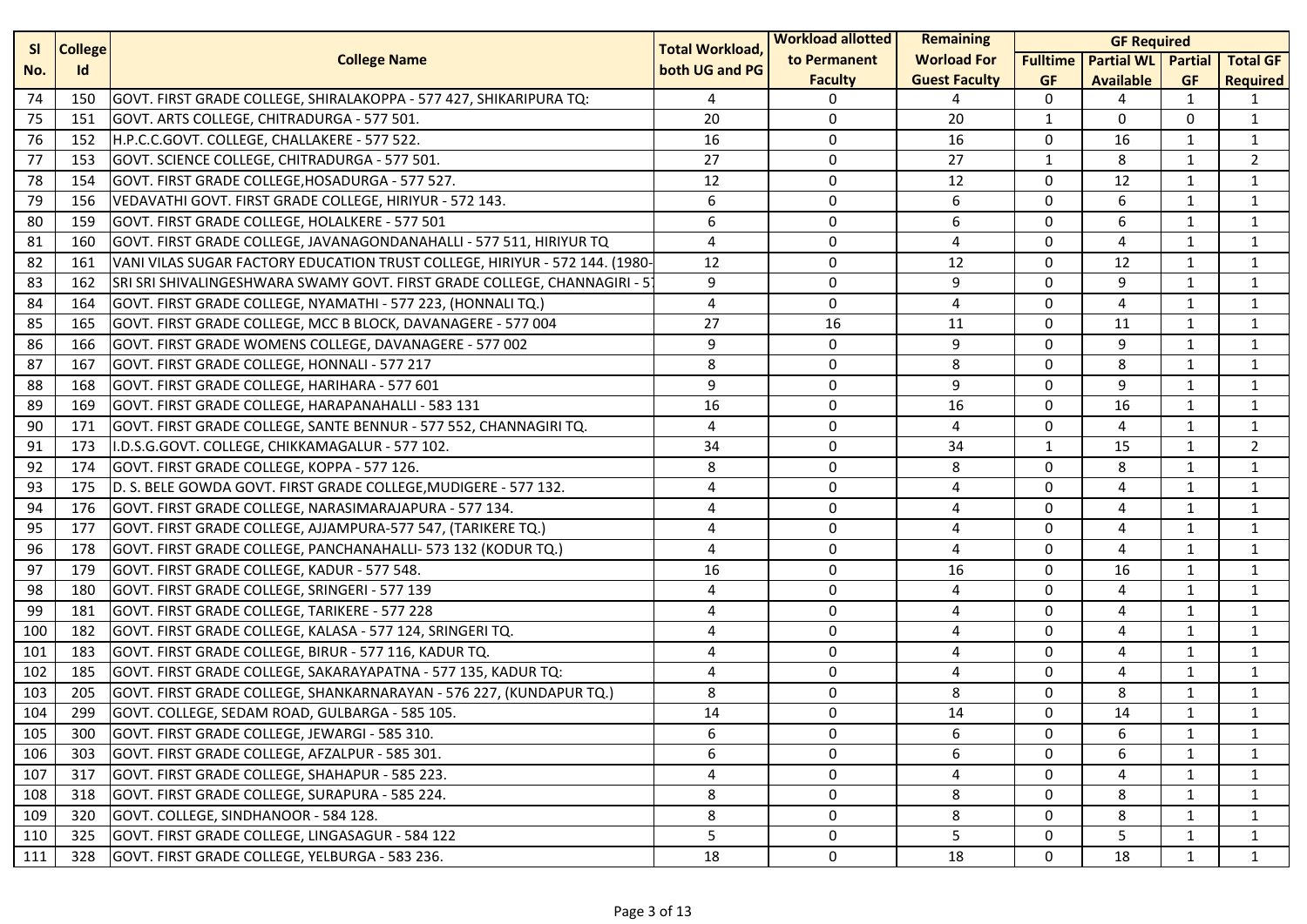| Sl No. | College Id | College Name | Total Workload, both UG and PG | Workload allotted to Permanent Faculty | Remaining Worload For Guest Faculty | GF Required | | | |
|---|---|---|---|---|---|---|---|---|---|
| | | | | | | Fulltime GF | Partial WL Available | Partial GF | Total GF Required |
| 74 | 150 | GOVT. FIRST GRADE COLLEGE, SHIRALAKOPPA - 577 427, SHIKARIPURA TQ: | 4 | 0 | 4 | 0 | 4 | 1 | 1 |
| 75 | 151 | GOVT. ARTS COLLEGE, CHITRADURGA - 577 501. | 20 | 0 | 20 | 1 | 0 | 0 | 1 |
| 76 | 152 | H.P.C.C.GOVT. COLLEGE, CHALLAKERE - 577 522. | 16 | 0 | 16 | 0 | 16 | 1 | 1 |
| 77 | 153 | GOVT. SCIENCE COLLEGE, CHITRADURGA - 577 501. | 27 | 0 | 27 | 1 | 8 | 1 | 2 |
| 78 | 154 | GOVT. FIRST GRADE COLLEGE,HOSADURGA - 577 527. | 12 | 0 | 12 | 0 | 12 | 1 | 1 |
| 79 | 156 | VEDAVATHI GOVT. FIRST GRADE COLLEGE, HIRIYUR - 572 143. | 6 | 0 | 6 | 0 | 6 | 1 | 1 |
| 80 | 159 | GOVT. FIRST GRADE COLLEGE, HOLALKERE - 577 501 | 6 | 0 | 6 | 0 | 6 | 1 | 1 |
| 81 | 160 | GOVT. FIRST GRADE COLLEGE, JAVANAGONDANAHALLI - 577 511, HIRIYUR TQ | 4 | 0 | 4 | 0 | 4 | 1 | 1 |
| 82 | 161 | VANI VILAS SUGAR FACTORY EDUCATION TRUST COLLEGE, HIRIYUR - 572 144. (1980- | 12 | 0 | 12 | 0 | 12 | 1 | 1 |
| 83 | 162 | SRI SRI SHIVALINGESHWARA SWAMY GOVT. FIRST GRADE COLLEGE, CHANNAGIRI - 5 | 9 | 0 | 9 | 0 | 9 | 1 | 1 |
| 84 | 164 | GOVT. FIRST GRADE COLLEGE, NYAMATHI - 577 223, (HONNALI TQ.) | 4 | 0 | 4 | 0 | 4 | 1 | 1 |
| 85 | 165 | GOVT. FIRST GRADE COLLEGE, MCC B BLOCK, DAVANAGERE - 577 004 | 27 | 16 | 11 | 0 | 11 | 1 | 1 |
| 86 | 166 | GOVT. FIRST GRADE WOMENS COLLEGE, DAVANAGERE - 577 002 | 9 | 0 | 9 | 0 | 9 | 1 | 1 |
| 87 | 167 | GOVT. FIRST GRADE COLLEGE, HONNALI - 577 217 | 8 | 0 | 8 | 0 | 8 | 1 | 1 |
| 88 | 168 | GOVT. FIRST GRADE COLLEGE, HARIHARA - 577 601 | 9 | 0 | 9 | 0 | 9 | 1 | 1 |
| 89 | 169 | GOVT. FIRST GRADE COLLEGE, HARAPANAHALLI - 583 131 | 16 | 0 | 16 | 0 | 16 | 1 | 1 |
| 90 | 171 | GOVT. FIRST GRADE COLLEGE, SANTE BENNUR - 577 552, CHANNAGIRI TQ. | 4 | 0 | 4 | 0 | 4 | 1 | 1 |
| 91 | 173 | I.D.S.G.GOVT. COLLEGE, CHIKKAMAGALUR - 577 102. | 34 | 0 | 34 | 1 | 15 | 1 | 2 |
| 92 | 174 | GOVT. FIRST GRADE COLLEGE, KOPPA - 577 126. | 8 | 0 | 8 | 0 | 8 | 1 | 1 |
| 93 | 175 | D. S. BELE GOWDA GOVT. FIRST GRADE COLLEGE,MUDIGERE - 577 132. | 4 | 0 | 4 | 0 | 4 | 1 | 1 |
| 94 | 176 | GOVT. FIRST GRADE COLLEGE, NARASIMARAJAPURA - 577 134. | 4 | 0 | 4 | 0 | 4 | 1 | 1 |
| 95 | 177 | GOVT. FIRST GRADE COLLEGE, AJJAMPURA-577 547, (TARIKERE TQ.) | 4 | 0 | 4 | 0 | 4 | 1 | 1 |
| 96 | 178 | GOVT. FIRST GRADE COLLEGE, PANCHANAHALLI- 573 132 (KODUR TQ.) | 4 | 0 | 4 | 0 | 4 | 1 | 1 |
| 97 | 179 | GOVT. FIRST GRADE COLLEGE, KADUR - 577 548. | 16 | 0 | 16 | 0 | 16 | 1 | 1 |
| 98 | 180 | GOVT. FIRST GRADE COLLEGE, SRINGERI - 577 139 | 4 | 0 | 4 | 0 | 4 | 1 | 1 |
| 99 | 181 | GOVT. FIRST GRADE COLLEGE, TARIKERE - 577 228 | 4 | 0 | 4 | 0 | 4 | 1 | 1 |
| 100 | 182 | GOVT. FIRST GRADE COLLEGE, KALASA - 577 124, SRINGERI TQ. | 4 | 0 | 4 | 0 | 4 | 1 | 1 |
| 101 | 183 | GOVT. FIRST GRADE COLLEGE, BIRUR - 577 116, KADUR TQ. | 4 | 0 | 4 | 0 | 4 | 1 | 1 |
| 102 | 185 | GOVT. FIRST GRADE COLLEGE, SAKARAYAPATNA - 577 135, KADUR TQ: | 4 | 0 | 4 | 0 | 4 | 1 | 1 |
| 103 | 205 | GOVT. FIRST GRADE COLLEGE, SHANKARNARAYAN - 576 227, (KUNDAPUR TQ.) | 8 | 0 | 8 | 0 | 8 | 1 | 1 |
| 104 | 299 | GOVT. COLLEGE, SEDAM ROAD, GULBARGA - 585 105. | 14 | 0 | 14 | 0 | 14 | 1 | 1 |
| 105 | 300 | GOVT. FIRST GRADE COLLEGE, JEWARGI - 585 310. | 6 | 0 | 6 | 0 | 6 | 1 | 1 |
| 106 | 303 | GOVT. FIRST GRADE COLLEGE, AFZALPUR - 585 301. | 6 | 0 | 6 | 0 | 6 | 1 | 1 |
| 107 | 317 | GOVT. FIRST GRADE COLLEGE, SHAHAPUR - 585 223. | 4 | 0 | 4 | 0 | 4 | 1 | 1 |
| 108 | 318 | GOVT. FIRST GRADE COLLEGE, SURAPURA - 585 224. | 8 | 0 | 8 | 0 | 8 | 1 | 1 |
| 109 | 320 | GOVT. COLLEGE, SINDHANOOR - 584 128. | 8 | 0 | 8 | 0 | 8 | 1 | 1 |
| 110 | 325 | GOVT. FIRST GRADE COLLEGE, LINGASAGUR - 584 122 | 5 | 0 | 5 | 0 | 5 | 1 | 1 |
| 111 | 328 | GOVT. FIRST GRADE COLLEGE, YELBURGA - 583 236. | 18 | 0 | 18 | 0 | 18 | 1 | 1 |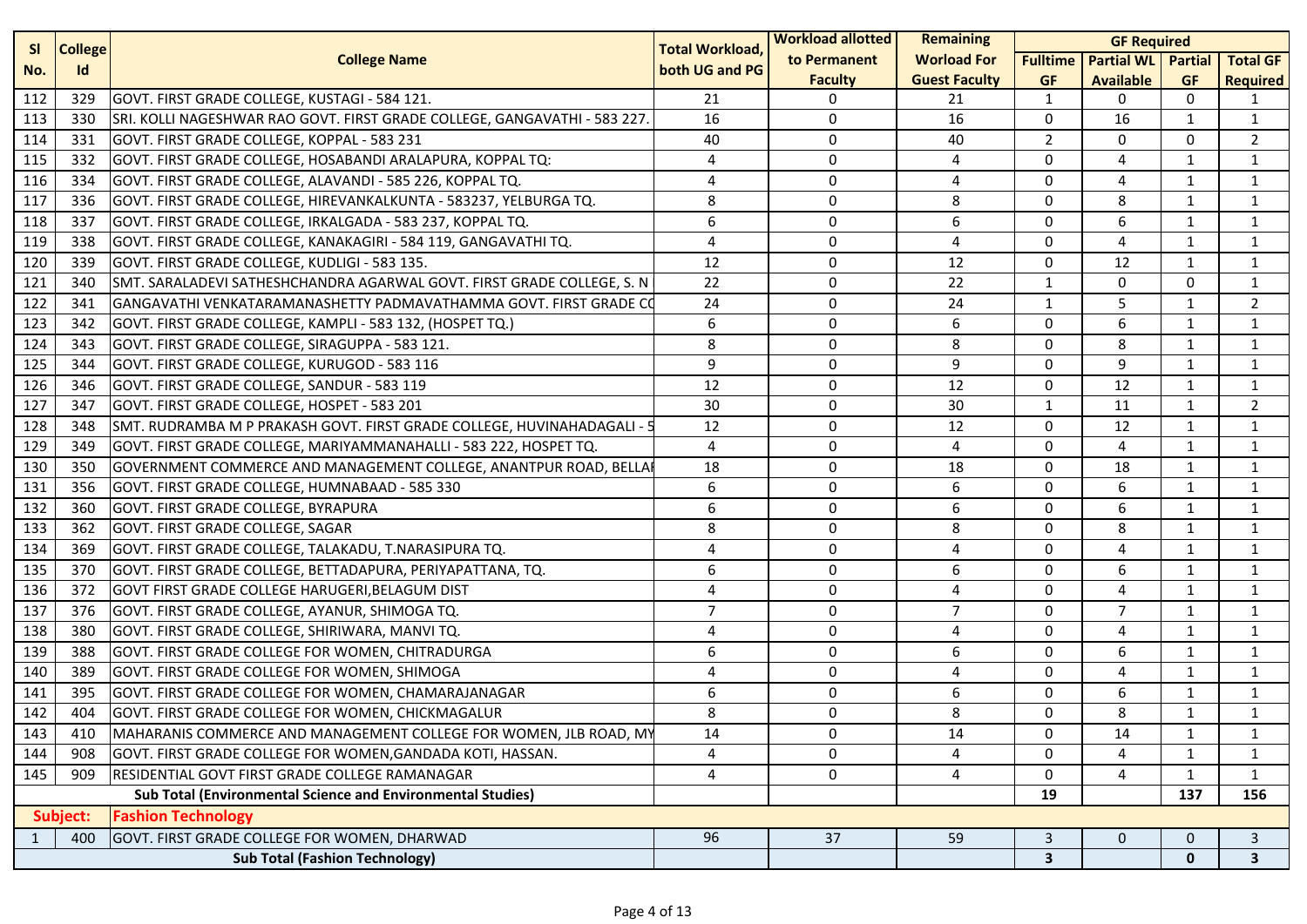| Sl No. | College Id | College Name | Total Workload, both UG and PG | Workload allotted to Permanent Faculty | Remaining Worload For Guest Faculty | GF Required | | | |
|---|---|---|---|---|---|---|---|---|---|
| | | | | | | Fulltime GF | Partial WL Available | Partial GF | Total GF Required |
| 112 | 329 | GOVT. FIRST GRADE COLLEGE, KUSTAGI - 584 121. | 21 | 0 | 21 | 1 | 0 | 0 | 1 |
| 113 | 330 | SRI. KOLLI NAGESHWAR RAO GOVT. FIRST GRADE COLLEGE, GANGAVATHI - 583 227. | 16 | 0 | 16 | 0 | 16 | 1 | 1 |
| 114 | 331 | GOVT. FIRST GRADE COLLEGE, KOPPAL - 583 231 | 40 | 0 | 40 | 2 | 0 | 0 | 2 |
| 115 | 332 | GOVT. FIRST GRADE COLLEGE, HOSABANDI ARALAPURA, KOPPAL TQ: | 4 | 0 | 4 | 0 | 4 | 1 | 1 |
| 116 | 334 | GOVT. FIRST GRADE COLLEGE, ALAVANDI - 585 226, KOPPAL TQ. | 4 | 0 | 4 | 0 | 4 | 1 | 1 |
| 117 | 336 | GOVT. FIRST GRADE COLLEGE, HIREVANKALKUNTA - 583237, YELBURGA TQ. | 8 | 0 | 8 | 0 | 8 | 1 | 1 |
| 118 | 337 | GOVT. FIRST GRADE COLLEGE, IRKALGADA - 583 237, KOPPAL TQ. | 6 | 0 | 6 | 0 | 6 | 1 | 1 |
| 119 | 338 | GOVT. FIRST GRADE COLLEGE, KANAKAGIRI - 584 119, GANGAVATHI TQ. | 4 | 0 | 4 | 0 | 4 | 1 | 1 |
| 120 | 339 | GOVT. FIRST GRADE COLLEGE, KUDLIGI - 583 135. | 12 | 0 | 12 | 0 | 12 | 1 | 1 |
| 121 | 340 | SMT. SARALADEVI SATHESHCHANDRA AGARWAL GOVT. FIRST GRADE COLLEGE, S. N | 22 | 0 | 22 | 1 | 0 | 0 | 1 |
| 122 | 341 | GANGAVATHI VENKATARAMANASHETTY PADMAVATHAMMA GOVT. FIRST GRADE CO | 24 | 0 | 24 | 1 | 5 | 1 | 2 |
| 123 | 342 | GOVT. FIRST GRADE COLLEGE, KAMPLI - 583 132, (HOSPET TQ.) | 6 | 0 | 6 | 0 | 6 | 1 | 1 |
| 124 | 343 | GOVT. FIRST GRADE COLLEGE, SIRAGUPPA - 583 121. | 8 | 0 | 8 | 0 | 8 | 1 | 1 |
| 125 | 344 | GOVT. FIRST GRADE COLLEGE, KURUGOD - 583 116 | 9 | 0 | 9 | 0 | 9 | 1 | 1 |
| 126 | 346 | GOVT. FIRST GRADE COLLEGE, SANDUR - 583 119 | 12 | 0 | 12 | 0 | 12 | 1 | 1 |
| 127 | 347 | GOVT. FIRST GRADE COLLEGE, HOSPET - 583 201 | 30 | 0 | 30 | 1 | 11 | 1 | 2 |
| 128 | 348 | SMT. RUDRAMBA M P PRAKASH GOVT. FIRST GRADE COLLEGE, HUVINAHADAGALI - 5 | 12 | 0 | 12 | 0 | 12 | 1 | 1 |
| 129 | 349 | GOVT. FIRST GRADE COLLEGE, MARIYAMMANAHALLI - 583 222, HOSPET TQ. | 4 | 0 | 4 | 0 | 4 | 1 | 1 |
| 130 | 350 | GOVERNMENT COMMERCE AND MANAGEMENT COLLEGE, ANANTPUR ROAD, BELLAI | 18 | 0 | 18 | 0 | 18 | 1 | 1 |
| 131 | 356 | GOVT. FIRST GRADE COLLEGE, HUMNABAAD - 585 330 | 6 | 0 | 6 | 0 | 6 | 1 | 1 |
| 132 | 360 | GOVT. FIRST GRADE COLLEGE, BYRAPURA | 6 | 0 | 6 | 0 | 6 | 1 | 1 |
| 133 | 362 | GOVT. FIRST GRADE COLLEGE, SAGAR | 8 | 0 | 8 | 0 | 8 | 1 | 1 |
| 134 | 369 | GOVT. FIRST GRADE COLLEGE, TALAKADU, T.NARASIPURA TQ. | 4 | 0 | 4 | 0 | 4 | 1 | 1 |
| 135 | 370 | GOVT. FIRST GRADE COLLEGE, BETTADAPURA, PERIYAPATTANA, TQ. | 6 | 0 | 6 | 0 | 6 | 1 | 1 |
| 136 | 372 | GOVT FIRST GRADE COLLEGE HARUGERI,BELAGUM DIST | 4 | 0 | 4 | 0 | 4 | 1 | 1 |
| 137 | 376 | GOVT. FIRST GRADE COLLEGE, AYANUR, SHIMOGA TQ. | 7 | 0 | 7 | 0 | 7 | 1 | 1 |
| 138 | 380 | GOVT. FIRST GRADE COLLEGE, SHIRIWARA, MANVI TQ. | 4 | 0 | 4 | 0 | 4 | 1 | 1 |
| 139 | 388 | GOVT. FIRST GRADE COLLEGE FOR WOMEN, CHITRADURGA | 6 | 0 | 6 | 0 | 6 | 1 | 1 |
| 140 | 389 | GOVT. FIRST GRADE COLLEGE FOR WOMEN, SHIMOGA | 4 | 0 | 4 | 0 | 4 | 1 | 1 |
| 141 | 395 | GOVT. FIRST GRADE COLLEGE FOR WOMEN, CHAMARAJANAGAR | 6 | 0 | 6 | 0 | 6 | 1 | 1 |
| 142 | 404 | GOVT. FIRST GRADE COLLEGE FOR WOMEN, CHICKMAGALUR | 8 | 0 | 8 | 0 | 8 | 1 | 1 |
| 143 | 410 | MAHARANIS COMMERCE AND MANAGEMENT COLLEGE FOR WOMEN, JLB ROAD, MY | 14 | 0 | 14 | 0 | 14 | 1 | 1 |
| 144 | 908 | GOVT. FIRST GRADE COLLEGE FOR WOMEN,GANDADA KOTI, HASSAN. | 4 | 0 | 4 | 0 | 4 | 1 | 1 |
| 145 | 909 | RESIDENTIAL GOVT FIRST GRADE COLLEGE RAMANAGAR | 4 | 0 | 4 | 0 | 4 | 1 | 1 |
| | | **Sub Total (Environmental Science and Environmental Studies)** | | | | **19** | | **137** | **156** |
| **Subject:** | | **Fashion Technology** | | | | | | | |
| 1 | 400 | GOVT. FIRST GRADE COLLEGE FOR WOMEN, DHARWAD | 96 | 37 | 59 | 3 | 0 | 0 | 3 |
| | | **Sub Total (Fashion Technology)** | | | | **3** | | **0** | **3** |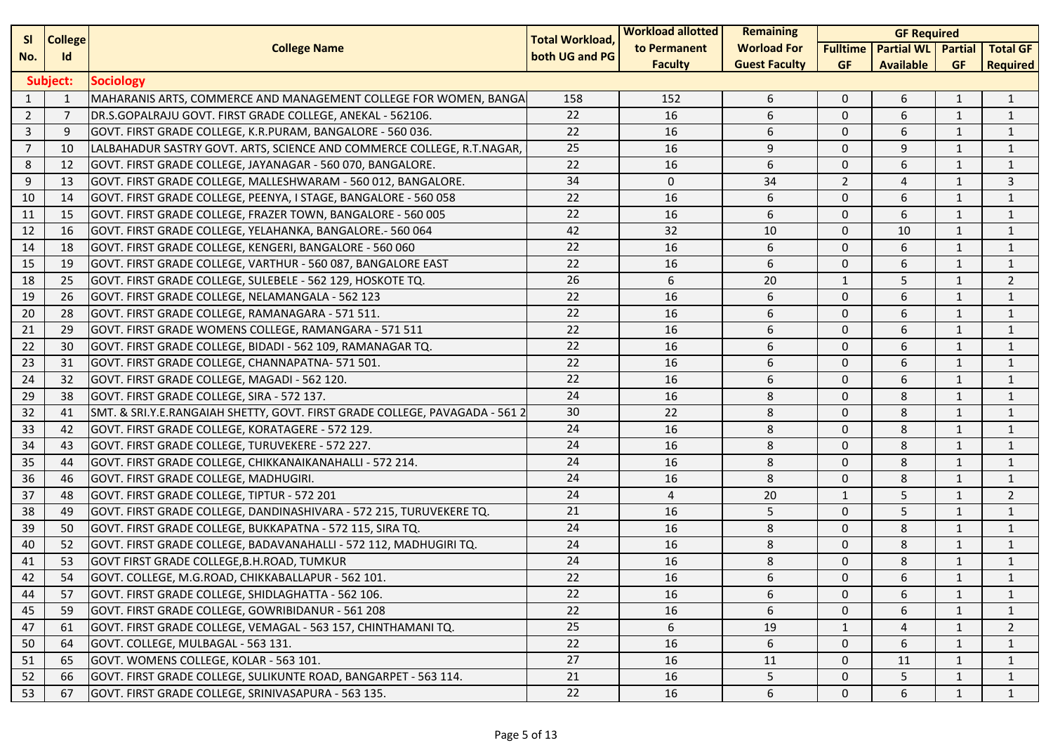| Sl No. | College Id | College Name | Total Workload, both UG and PG | Workload allotted to Permanent Faculty | Remaining Worload For Guest Faculty | GF Required | | | |
|---|---|---|---|---|---|---|---|---|---|
| | | | | | | Fulltime GF | Partial WL Available | Partial GF | Total GF Required |
| Subject: | | Sociology | | | | | | | |
| 1 | 1 | MAHARANIS ARTS, COMMERCE AND MANAGEMENT COLLEGE FOR WOMEN, BANGA | 158 | 152 | 6 | 0 | 6 | 1 | 1 |
| 2 | 7 | DR.S.GOPALRAJU GOVT. FIRST GRADE COLLEGE, ANEKAL - 562106. | 22 | 16 | 6 | 0 | 6 | 1 | 1 |
| 3 | 9 | GOVT. FIRST GRADE COLLEGE, K.R.PURAM, BANGALORE - 560 036. | 22 | 16 | 6 | 0 | 6 | 1 | 1 |
| 7 | 10 | LALBAHADUR SASTRY GOVT. ARTS, SCIENCE AND COMMERCE COLLEGE, R.T.NAGAR, | 25 | 16 | 9 | 0 | 9 | 1 | 1 |
| 8 | 12 | GOVT. FIRST GRADE COLLEGE, JAYANAGAR - 560 070, BANGALORE. | 22 | 16 | 6 | 0 | 6 | 1 | 1 |
| 9 | 13 | GOVT. FIRST GRADE COLLEGE, MALLESHWARAM - 560 012, BANGALORE. | 34 | 0 | 34 | 2 | 4 | 1 | 3 |
| 10 | 14 | GOVT. FIRST GRADE COLLEGE, PEENYA, I STAGE, BANGALORE - 560 058 | 22 | 16 | 6 | 0 | 6 | 1 | 1 |
| 11 | 15 | GOVT. FIRST GRADE COLLEGE, FRAZER TOWN, BANGALORE - 560 005 | 22 | 16 | 6 | 0 | 6 | 1 | 1 |
| 12 | 16 | GOVT. FIRST GRADE COLLEGE, YELAHANKA, BANGALORE.- 560 064 | 42 | 32 | 10 | 0 | 10 | 1 | 1 |
| 14 | 18 | GOVT. FIRST GRADE COLLEGE, KENGERI, BANGALORE - 560 060 | 22 | 16 | 6 | 0 | 6 | 1 | 1 |
| 15 | 19 | GOVT. FIRST GRADE COLLEGE, VARTHUR - 560 087, BANGALORE EAST | 22 | 16 | 6 | 0 | 6 | 1 | 1 |
| 18 | 25 | GOVT. FIRST GRADE COLLEGE, SULEBELE - 562 129, HOSKOTE TQ. | 26 | 6 | 20 | 1 | 5 | 1 | 2 |
| 19 | 26 | GOVT. FIRST GRADE COLLEGE, NELAMANGALA - 562 123 | 22 | 16 | 6 | 0 | 6 | 1 | 1 |
| 20 | 28 | GOVT. FIRST GRADE COLLEGE, RAMANAGARA - 571 511. | 22 | 16 | 6 | 0 | 6 | 1 | 1 |
| 21 | 29 | GOVT. FIRST GRADE WOMENS COLLEGE, RAMANGARA - 571 511 | 22 | 16 | 6 | 0 | 6 | 1 | 1 |
| 22 | 30 | GOVT. FIRST GRADE COLLEGE, BIDADI - 562 109, RAMANAGAR TQ. | 22 | 16 | 6 | 0 | 6 | 1 | 1 |
| 23 | 31 | GOVT. FIRST GRADE COLLEGE, CHANNAPATNA- 571 501. | 22 | 16 | 6 | 0 | 6 | 1 | 1 |
| 24 | 32 | GOVT. FIRST GRADE COLLEGE, MAGADI - 562 120. | 22 | 16 | 6 | 0 | 6 | 1 | 1 |
| 29 | 38 | GOVT. FIRST GRADE COLLEGE, SIRA - 572 137. | 24 | 16 | 8 | 0 | 8 | 1 | 1 |
| 32 | 41 | SMT. & SRI.Y.E.RANGAIAH SHETTY, GOVT. FIRST GRADE COLLEGE, PAVAGADA - 561 2 | 30 | 22 | 8 | 0 | 8 | 1 | 1 |
| 33 | 42 | GOVT. FIRST GRADE COLLEGE, KORATAGERE - 572 129. | 24 | 16 | 8 | 0 | 8 | 1 | 1 |
| 34 | 43 | GOVT. FIRST GRADE COLLEGE, TURUVEKERE - 572 227. | 24 | 16 | 8 | 0 | 8 | 1 | 1 |
| 35 | 44 | GOVT. FIRST GRADE COLLEGE, CHIKKANAIKANAHALLI - 572 214. | 24 | 16 | 8 | 0 | 8 | 1 | 1 |
| 36 | 46 | GOVT. FIRST GRADE COLLEGE, MADHUGIRI. | 24 | 16 | 8 | 0 | 8 | 1 | 1 |
| 37 | 48 | GOVT. FIRST GRADE COLLEGE, TIPTUR - 572 201 | 24 | 4 | 20 | 1 | 5 | 1 | 2 |
| 38 | 49 | GOVT. FIRST GRADE COLLEGE, DANDINASHIVARA - 572 215, TURUVEKERE TQ. | 21 | 16 | 5 | 0 | 5 | 1 | 1 |
| 39 | 50 | GOVT. FIRST GRADE COLLEGE, BUKKAPATNA - 572 115, SIRA TQ. | 24 | 16 | 8 | 0 | 8 | 1 | 1 |
| 40 | 52 | GOVT. FIRST GRADE COLLEGE, BADAVANAHALLI - 572 112, MADHUGIRI TQ. | 24 | 16 | 8 | 0 | 8 | 1 | 1 |
| 41 | 53 | GOVT FIRST GRADE COLLEGE,B.H.ROAD, TUMKUR | 24 | 16 | 8 | 0 | 8 | 1 | 1 |
| 42 | 54 | GOVT. COLLEGE, M.G.ROAD, CHIKKABALLAPUR - 562 101. | 22 | 16 | 6 | 0 | 6 | 1 | 1 |
| 44 | 57 | GOVT. FIRST GRADE COLLEGE, SHIDLAGHATTA - 562 106. | 22 | 16 | 6 | 0 | 6 | 1 | 1 |
| 45 | 59 | GOVT. FIRST GRADE COLLEGE, GOWRIBIDANUR - 561 208 | 22 | 16 | 6 | 0 | 6 | 1 | 1 |
| 47 | 61 | GOVT. FIRST GRADE COLLEGE, VEMAGAL - 563 157, CHINTHAMANI TQ. | 25 | 6 | 19 | 1 | 4 | 1 | 2 |
| 50 | 64 | GOVT. COLLEGE, MULBAGAL - 563 131. | 22 | 16 | 6 | 0 | 6 | 1 | 1 |
| 51 | 65 | GOVT. WOMENS COLLEGE, KOLAR - 563 101. | 27 | 16 | 11 | 0 | 11 | 1 | 1 |
| 52 | 66 | GOVT. FIRST GRADE COLLEGE, SULIKUNTE ROAD, BANGARPET - 563 114. | 21 | 16 | 5 | 0 | 5 | 1 | 1 |
| 53 | 67 | GOVT. FIRST GRADE COLLEGE, SRINIVASAPURA - 563 135. | 22 | 16 | 6 | 0 | 6 | 1 | 1 |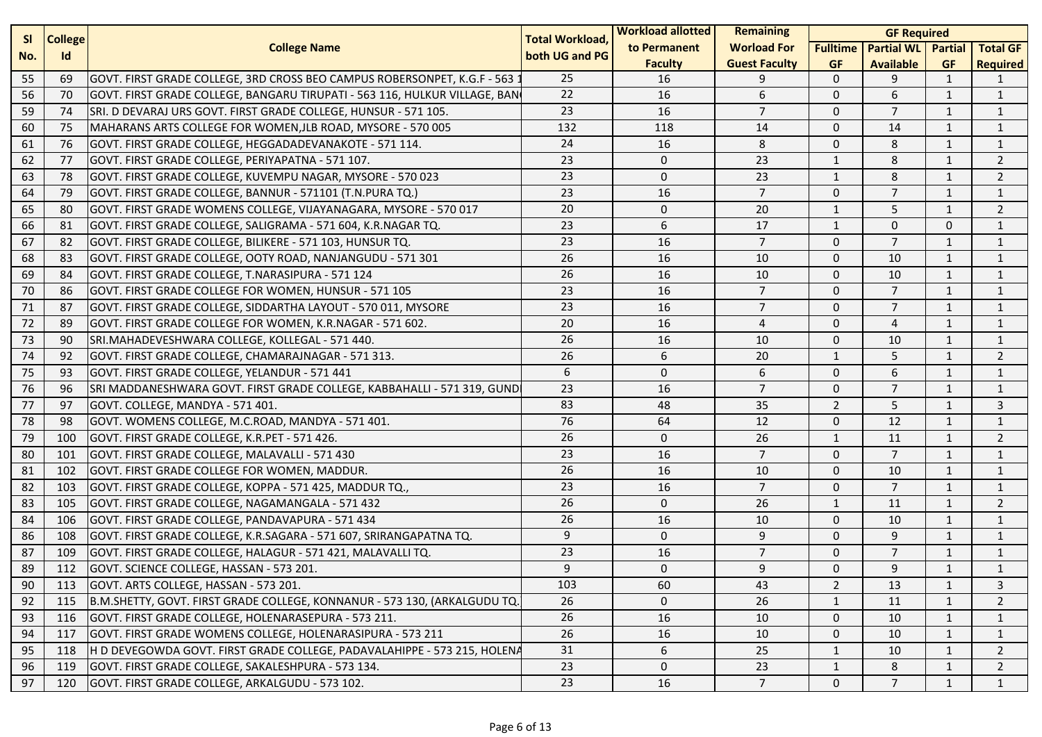| Sl No. | College Id | College Name | Total Workload, both UG and PG | Workload allotted to Permanent Faculty | Remaining Worload For Guest Faculty | GF Required | | | |
|---|---|---|---|---|---|---|---|---|---|
| | | | | | | Fulltime GF | Partial WL Available | Partial GF | Total GF Required |
| 55 | 69 | GOVT. FIRST GRADE COLLEGE, 3RD CROSS BEO CAMPUS ROBERSONPET, K.G.F - 563 1 | 25 | 16 | 9 | 0 | 9 | 1 | 1 |
| 56 | 70 | GOVT. FIRST GRADE COLLEGE, BANGARU TIRUPATI - 563 116, HULKUR VILLAGE, BAN | 22 | 16 | 6 | 0 | 6 | 1 | 1 |
| 59 | 74 | SRI. D DEVARAJ URS GOVT. FIRST GRADE COLLEGE, HUNSUR - 571 105. | 23 | 16 | 7 | 0 | 7 | 1 | 1 |
| 60 | 75 | MAHARANS ARTS COLLEGE FOR WOMEN,JLB ROAD, MYSORE - 570 005 | 132 | 118 | 14 | 0 | 14 | 1 | 1 |
| 61 | 76 | GOVT. FIRST GRADE COLLEGE, HEGGADADEVANAKOTE - 571 114. | 24 | 16 | 8 | 0 | 8 | 1 | 1 |
| 62 | 77 | GOVT. FIRST GRADE COLLEGE, PERIYAPATNA - 571 107. | 23 | 0 | 23 | 1 | 8 | 1 | 2 |
| 63 | 78 | GOVT. FIRST GRADE COLLEGE, KUVEMPU NAGAR, MYSORE - 570 023 | 23 | 0 | 23 | 1 | 8 | 1 | 2 |
| 64 | 79 | GOVT. FIRST GRADE COLLEGE, BANNUR - 571101 (T.N.PURA TQ.) | 23 | 16 | 7 | 0 | 7 | 1 | 1 |
| 65 | 80 | GOVT. FIRST GRADE WOMENS COLLEGE, VIJAYANAGARA, MYSORE - 570 017 | 20 | 0 | 20 | 1 | 5 | 1 | 2 |
| 66 | 81 | GOVT. FIRST GRADE COLLEGE, SALIGRAMA - 571 604, K.R.NAGAR TQ. | 23 | 6 | 17 | 1 | 0 | 0 | 1 |
| 67 | 82 | GOVT. FIRST GRADE COLLEGE, BILIKERE - 571 103, HUNSUR TQ. | 23 | 16 | 7 | 0 | 7 | 1 | 1 |
| 68 | 83 | GOVT. FIRST GRADE COLLEGE, OOTY ROAD, NANJANGUDU - 571 301 | 26 | 16 | 10 | 0 | 10 | 1 | 1 |
| 69 | 84 | GOVT. FIRST GRADE COLLEGE, T.NARASIPURA - 571 124 | 26 | 16 | 10 | 0 | 10 | 1 | 1 |
| 70 | 86 | GOVT. FIRST GRADE COLLEGE FOR WOMEN, HUNSUR - 571 105 | 23 | 16 | 7 | 0 | 7 | 1 | 1 |
| 71 | 87 | GOVT. FIRST GRADE COLLEGE, SIDDARTHA LAYOUT - 570 011, MYSORE | 23 | 16 | 7 | 0 | 7 | 1 | 1 |
| 72 | 89 | GOVT. FIRST GRADE COLLEGE FOR WOMEN, K.R.NAGAR - 571 602. | 20 | 16 | 4 | 0 | 4 | 1 | 1 |
| 73 | 90 | SRI.MAHADEVESHWARA COLLEGE, KOLLEGAL - 571 440. | 26 | 16 | 10 | 0 | 10 | 1 | 1 |
| 74 | 92 | GOVT. FIRST GRADE COLLEGE, CHAMARAJNAGAR - 571 313. | 26 | 6 | 20 | 1 | 5 | 1 | 2 |
| 75 | 93 | GOVT. FIRST GRADE COLLEGE, YELANDUR - 571 441 | 6 | 0 | 6 | 0 | 6 | 1 | 1 |
| 76 | 96 | SRI MADDANESHWARA GOVT. FIRST GRADE COLLEGE, KABBAHALLI - 571 319, GUND | 23 | 16 | 7 | 0 | 7 | 1 | 1 |
| 77 | 97 | GOVT. COLLEGE, MANDYA - 571 401. | 83 | 48 | 35 | 2 | 5 | 1 | 3 |
| 78 | 98 | GOVT. WOMENS COLLEGE, M.C.ROAD, MANDYA - 571 401. | 76 | 64 | 12 | 0 | 12 | 1 | 1 |
| 79 | 100 | GOVT. FIRST GRADE COLLEGE, K.R.PET - 571 426. | 26 | 0 | 26 | 1 | 11 | 1 | 2 |
| 80 | 101 | GOVT. FIRST GRADE COLLEGE, MALAVALLI - 571 430 | 23 | 16 | 7 | 0 | 7 | 1 | 1 |
| 81 | 102 | GOVT. FIRST GRADE COLLEGE FOR WOMEN, MADDUR. | 26 | 16 | 10 | 0 | 10 | 1 | 1 |
| 82 | 103 | GOVT. FIRST GRADE COLLEGE, KOPPA - 571 425, MADDUR TQ., | 23 | 16 | 7 | 0 | 7 | 1 | 1 |
| 83 | 105 | GOVT. FIRST GRADE COLLEGE, NAGAMANGALA - 571 432 | 26 | 0 | 26 | 1 | 11 | 1 | 2 |
| 84 | 106 | GOVT. FIRST GRADE COLLEGE, PANDAVAPURA - 571 434 | 26 | 16 | 10 | 0 | 10 | 1 | 1 |
| 86 | 108 | GOVT. FIRST GRADE COLLEGE, K.R.SAGARA - 571 607, SRIRANGAPATNA TQ. | 9 | 0 | 9 | 0 | 9 | 1 | 1 |
| 87 | 109 | GOVT. FIRST GRADE COLLEGE, HALAGUR - 571 421, MALAVALLI TQ. | 23 | 16 | 7 | 0 | 7 | 1 | 1 |
| 89 | 112 | GOVT. SCIENCE COLLEGE, HASSAN - 573 201. | 9 | 0 | 9 | 0 | 9 | 1 | 1 |
| 90 | 113 | GOVT. ARTS COLLEGE, HASSAN - 573 201. | 103 | 60 | 43 | 2 | 13 | 1 | 3 |
| 92 | 115 | B.M.SHETTY, GOVT. FIRST GRADE COLLEGE, KONNANUR - 573 130, (ARKALGUDU TQ. | 26 | 0 | 26 | 1 | 11 | 1 | 2 |
| 93 | 116 | GOVT. FIRST GRADE COLLEGE, HOLENARASEPURA - 573 211. | 26 | 16 | 10 | 0 | 10 | 1 | 1 |
| 94 | 117 | GOVT. FIRST GRADE WOMENS COLLEGE, HOLENARASIPURA - 573 211 | 26 | 16 | 10 | 0 | 10 | 1 | 1 |
| 95 | 118 | H D DEVEGOWDA GOVT. FIRST GRADE COLLEGE, PADAVALAHIPPE - 573 215, HOLENA | 31 | 6 | 25 | 1 | 10 | 1 | 2 |
| 96 | 119 | GOVT. FIRST GRADE COLLEGE, SAKALESHPURA - 573 134. | 23 | 0 | 23 | 1 | 8 | 1 | 2 |
| 97 | 120 | GOVT. FIRST GRADE COLLEGE, ARKALGUDU - 573 102. | 23 | 16 | 7 | 0 | 7 | 1 | 1 |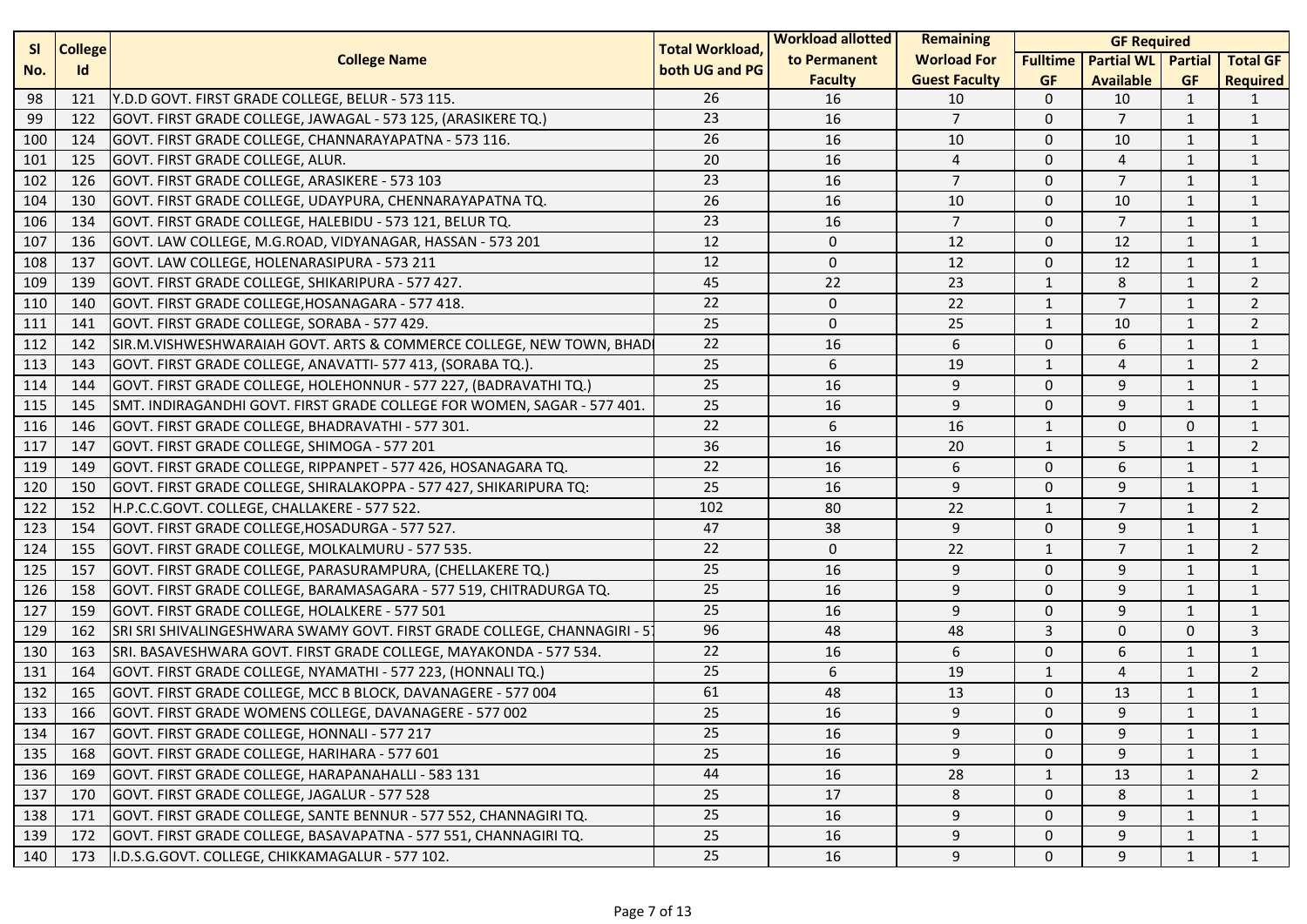| Sl No. | College Id | College Name | Total Workload, both UG and PG | Workload allotted to Permanent Faculty | Remaining Worload For Guest Faculty | GF Required | | | |
|---|---|---|---|---|---|---|---|---|---|
| | | | | | | Fulltime GF | Partial WL Available | Partial GF | Total GF Required |
| 98 | 121 | Y.D.D GOVT. FIRST GRADE COLLEGE, BELUR - 573 115. | 26 | 16 | 10 | 0 | 10 | 1 | 1 |
| 99 | 122 | GOVT. FIRST GRADE COLLEGE, JAWAGAL - 573 125, (ARASIKERE TQ.) | 23 | 16 | 7 | 0 | 7 | 1 | 1 |
| 100 | 124 | GOVT. FIRST GRADE COLLEGE, CHANNARAYAPATNA - 573 116. | 26 | 16 | 10 | 0 | 10 | 1 | 1 |
| 101 | 125 | GOVT. FIRST GRADE COLLEGE, ALUR. | 20 | 16 | 4 | 0 | 4 | 1 | 1 |
| 102 | 126 | GOVT. FIRST GRADE COLLEGE, ARASIKERE - 573 103 | 23 | 16 | 7 | 0 | 7 | 1 | 1 |
| 104 | 130 | GOVT. FIRST GRADE COLLEGE, UDAYPURA, CHENNARAYAPATNA TQ. | 26 | 16 | 10 | 0 | 10 | 1 | 1 |
| 106 | 134 | GOVT. FIRST GRADE COLLEGE, HALEBIDU - 573 121, BELUR TQ. | 23 | 16 | 7 | 0 | 7 | 1 | 1 |
| 107 | 136 | GOVT. LAW COLLEGE, M.G.ROAD, VIDYANAGAR, HASSAN - 573 201 | 12 | 0 | 12 | 0 | 12 | 1 | 1 |
| 108 | 137 | GOVT. LAW COLLEGE, HOLENARASIPURA - 573 211 | 12 | 0 | 12 | 0 | 12 | 1 | 1 |
| 109 | 139 | GOVT. FIRST GRADE COLLEGE, SHIKARIPURA - 577 427. | 45 | 22 | 23 | 1 | 8 | 1 | 2 |
| 110 | 140 | GOVT. FIRST GRADE COLLEGE,HOSANAGARA - 577 418. | 22 | 0 | 22 | 1 | 7 | 1 | 2 |
| 111 | 141 | GOVT. FIRST GRADE COLLEGE, SORABA - 577 429. | 25 | 0 | 25 | 1 | 10 | 1 | 2 |
| 112 | 142 | SIR.M.VISHWESHWARAIAH GOVT. ARTS & COMMERCE COLLEGE, NEW TOWN, BHADI | 22 | 16 | 6 | 0 | 6 | 1 | 1 |
| 113 | 143 | GOVT. FIRST GRADE COLLEGE, ANAVATTI- 577 413, (SORABA TQ.). | 25 | 6 | 19 | 1 | 4 | 1 | 2 |
| 114 | 144 | GOVT. FIRST GRADE COLLEGE, HOLEHONNUR - 577 227, (BADRAVATHI TQ.) | 25 | 16 | 9 | 0 | 9 | 1 | 1 |
| 115 | 145 | SMT. INDIRAGANDHI GOVT. FIRST GRADE COLLEGE FOR WOMEN, SAGAR - 577 401. | 25 | 16 | 9 | 0 | 9 | 1 | 1 |
| 116 | 146 | GOVT. FIRST GRADE COLLEGE, BHADRAVATHI - 577 301. | 22 | 6 | 16 | 1 | 0 | 0 | 1 |
| 117 | 147 | GOVT. FIRST GRADE COLLEGE, SHIMOGA - 577 201 | 36 | 16 | 20 | 1 | 5 | 1 | 2 |
| 119 | 149 | GOVT. FIRST GRADE COLLEGE, RIPPANPET - 577 426, HOSANAGARA TQ. | 22 | 16 | 6 | 0 | 6 | 1 | 1 |
| 120 | 150 | GOVT. FIRST GRADE COLLEGE, SHIRALAKOPPA - 577 427, SHIKARIPURA TQ: | 25 | 16 | 9 | 0 | 9 | 1 | 1 |
| 122 | 152 | H.P.C.C.GOVT. COLLEGE, CHALLAKERE - 577 522. | 102 | 80 | 22 | 1 | 7 | 1 | 2 |
| 123 | 154 | GOVT. FIRST GRADE COLLEGE,HOSADURGA - 577 527. | 47 | 38 | 9 | 0 | 9 | 1 | 1 |
| 124 | 155 | GOVT. FIRST GRADE COLLEGE, MOLKALMURU - 577 535. | 22 | 0 | 22 | 1 | 7 | 1 | 2 |
| 125 | 157 | GOVT. FIRST GRADE COLLEGE, PARASURAMPURA, (CHELLAKERE TQ.) | 25 | 16 | 9 | 0 | 9 | 1 | 1 |
| 126 | 158 | GOVT. FIRST GRADE COLLEGE, BARAMASAGARA - 577 519, CHITRADURGA TQ. | 25 | 16 | 9 | 0 | 9 | 1 | 1 |
| 127 | 159 | GOVT. FIRST GRADE COLLEGE, HOLALKERE - 577 501 | 25 | 16 | 9 | 0 | 9 | 1 | 1 |
| 129 | 162 | SRI SRI SHIVALINGESHWARA SWAMY GOVT. FIRST GRADE COLLEGE, CHANNAGIRI - 57 | 96 | 48 | 48 | 3 | 0 | 0 | 3 |
| 130 | 163 | SRI. BASAVESHWARA GOVT. FIRST GRADE COLLEGE, MAYAKONDA - 577 534. | 22 | 16 | 6 | 0 | 6 | 1 | 1 |
| 131 | 164 | GOVT. FIRST GRADE COLLEGE, NYAMATHI - 577 223, (HONNALI TQ.) | 25 | 6 | 19 | 1 | 4 | 1 | 2 |
| 132 | 165 | GOVT. FIRST GRADE COLLEGE, MCC B BLOCK, DAVANAGERE - 577 004 | 61 | 48 | 13 | 0 | 13 | 1 | 1 |
| 133 | 166 | GOVT. FIRST GRADE WOMENS COLLEGE, DAVANAGERE - 577 002 | 25 | 16 | 9 | 0 | 9 | 1 | 1 |
| 134 | 167 | GOVT. FIRST GRADE COLLEGE, HONNALI - 577 217 | 25 | 16 | 9 | 0 | 9 | 1 | 1 |
| 135 | 168 | GOVT. FIRST GRADE COLLEGE, HARIHARA - 577 601 | 25 | 16 | 9 | 0 | 9 | 1 | 1 |
| 136 | 169 | GOVT. FIRST GRADE COLLEGE, HARAPANAHALLI - 583 131 | 44 | 16 | 28 | 1 | 13 | 1 | 2 |
| 137 | 170 | GOVT. FIRST GRADE COLLEGE, JAGALUR - 577 528 | 25 | 17 | 8 | 0 | 8 | 1 | 1 |
| 138 | 171 | GOVT. FIRST GRADE COLLEGE, SANTE BENNUR - 577 552, CHANNAGIRI TQ. | 25 | 16 | 9 | 0 | 9 | 1 | 1 |
| 139 | 172 | GOVT. FIRST GRADE COLLEGE, BASAVAPATNA - 577 551, CHANNAGIRI TQ. | 25 | 16 | 9 | 0 | 9 | 1 | 1 |
| 140 | 173 | I.D.S.G.GOVT. COLLEGE, CHIKKAMAGALUR - 577 102. | 25 | 16 | 9 | 0 | 9 | 1 | 1 |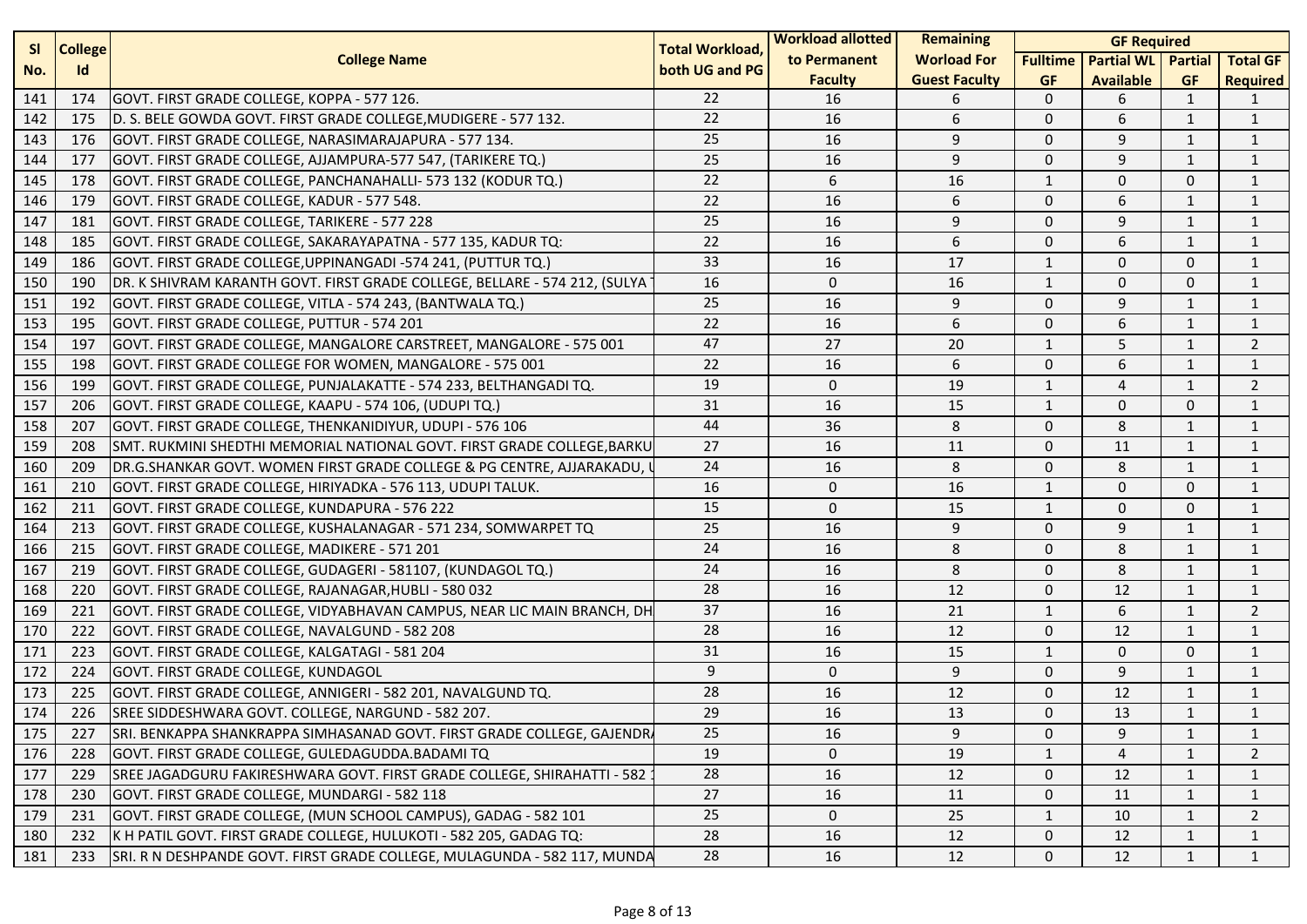| Sl No. | College Id | College Name | Total Workload, both UG and PG | Workload allotted to Permanent Faculty | Remaining Worload For Guest Faculty | GF Required | | | |
|---|---|---|---|---|---|---|---|---|---|
| | | | | | | Fulltime GF | Partial WL Available | Partial GF | Total GF Required |
| 141 | 174 | GOVT. FIRST GRADE COLLEGE, KOPPA - 577 126. | 22 | 16 | 6 | 0 | 6 | 1 | 1 |
| 142 | 175 | D. S. BELE GOWDA GOVT. FIRST GRADE COLLEGE,MUDIGERE - 577 132. | 22 | 16 | 6 | 0 | 6 | 1 | 1 |
| 143 | 176 | GOVT. FIRST GRADE COLLEGE, NARASIMARAJAPURA - 577 134. | 25 | 16 | 9 | 0 | 9 | 1 | 1 |
| 144 | 177 | GOVT. FIRST GRADE COLLEGE, AJJAMPURA-577 547, (TARIKERE TQ.) | 25 | 16 | 9 | 0 | 9 | 1 | 1 |
| 145 | 178 | GOVT. FIRST GRADE COLLEGE, PANCHANAHALLI- 573 132 (KODUR TQ.) | 22 | 6 | 16 | 1 | 0 | 0 | 1 |
| 146 | 179 | GOVT. FIRST GRADE COLLEGE, KADUR - 577 548. | 22 | 16 | 6 | 0 | 6 | 1 | 1 |
| 147 | 181 | GOVT. FIRST GRADE COLLEGE, TARIKERE - 577 228 | 25 | 16 | 9 | 0 | 9 | 1 | 1 |
| 148 | 185 | GOVT. FIRST GRADE COLLEGE, SAKARAYAPATNA - 577 135, KADUR TQ: | 22 | 16 | 6 | 0 | 6 | 1 | 1 |
| 149 | 186 | GOVT. FIRST GRADE COLLEGE,UPPINANGADI -574 241, (PUTTUR TQ.) | 33 | 16 | 17 | 1 | 0 | 0 | 1 |
| 150 | 190 | DR. K SHIVRAM KARANTH GOVT. FIRST GRADE COLLEGE, BELLARE - 574 212, (SULYA | 16 | 0 | 16 | 1 | 0 | 0 | 1 |
| 151 | 192 | GOVT. FIRST GRADE COLLEGE, VITLA - 574 243, (BANTWALA TQ.) | 25 | 16 | 9 | 0 | 9 | 1 | 1 |
| 153 | 195 | GOVT. FIRST GRADE COLLEGE, PUTTUR - 574 201 | 22 | 16 | 6 | 0 | 6 | 1 | 1 |
| 154 | 197 | GOVT. FIRST GRADE COLLEGE, MANGALORE CARSTREET, MANGALORE - 575 001 | 47 | 27 | 20 | 1 | 5 | 1 | 2 |
| 155 | 198 | GOVT. FIRST GRADE COLLEGE FOR WOMEN, MANGALORE - 575 001 | 22 | 16 | 6 | 0 | 6 | 1 | 1 |
| 156 | 199 | GOVT. FIRST GRADE COLLEGE, PUNJALAKATTE - 574 233, BELTHANGADI TQ. | 19 | 0 | 19 | 1 | 4 | 1 | 2 |
| 157 | 206 | GOVT. FIRST GRADE COLLEGE, KAAPU - 574 106, (UDUPI TQ.) | 31 | 16 | 15 | 1 | 0 | 0 | 1 |
| 158 | 207 | GOVT. FIRST GRADE COLLEGE, THENKANIDIYUR, UDUPI - 576 106 | 44 | 36 | 8 | 0 | 8 | 1 | 1 |
| 159 | 208 | SMT. RUKMINI SHEDTHI MEMORIAL NATIONAL GOVT. FIRST GRADE COLLEGE,BARKU | 27 | 16 | 11 | 0 | 11 | 1 | 1 |
| 160 | 209 | DR.G.SHANKAR GOVT. WOMEN FIRST GRADE COLLEGE & PG CENTRE, AJJARAKADU, U | 24 | 16 | 8 | 0 | 8 | 1 | 1 |
| 161 | 210 | GOVT. FIRST GRADE COLLEGE, HIRIYADKA - 576 113, UDUPI TALUK. | 16 | 0 | 16 | 1 | 0 | 0 | 1 |
| 162 | 211 | GOVT. FIRST GRADE COLLEGE, KUNDAPURA - 576 222 | 15 | 0 | 15 | 1 | 0 | 0 | 1 |
| 164 | 213 | GOVT. FIRST GRADE COLLEGE, KUSHALANAGAR - 571 234, SOMWARPET TQ | 25 | 16 | 9 | 0 | 9 | 1 | 1 |
| 166 | 215 | GOVT. FIRST GRADE COLLEGE, MADIKERE - 571 201 | 24 | 16 | 8 | 0 | 8 | 1 | 1 |
| 167 | 219 | GOVT. FIRST GRADE COLLEGE, GUDAGERI - 581107, (KUNDAGOL TQ.) | 24 | 16 | 8 | 0 | 8 | 1 | 1 |
| 168 | 220 | GOVT. FIRST GRADE COLLEGE, RAJANAGAR,HUBLI - 580 032 | 28 | 16 | 12 | 0 | 12 | 1 | 1 |
| 169 | 221 | GOVT. FIRST GRADE COLLEGE, VIDYABHAVAN CAMPUS, NEAR LIC MAIN BRANCH, DH | 37 | 16 | 21 | 1 | 6 | 1 | 2 |
| 170 | 222 | GOVT. FIRST GRADE COLLEGE, NAVALGUND - 582 208 | 28 | 16 | 12 | 0 | 12 | 1 | 1 |
| 171 | 223 | GOVT. FIRST GRADE COLLEGE, KALGATAGI - 581 204 | 31 | 16 | 15 | 1 | 0 | 0 | 1 |
| 172 | 224 | GOVT. FIRST GRADE COLLEGE, KUNDAGOL | 9 | 0 | 9 | 0 | 9 | 1 | 1 |
| 173 | 225 | GOVT. FIRST GRADE COLLEGE, ANNIGERI - 582 201, NAVALGUND TQ. | 28 | 16 | 12 | 0 | 12 | 1 | 1 |
| 174 | 226 | SREE SIDDESHWARA GOVT. COLLEGE, NARGUND - 582 207. | 29 | 16 | 13 | 0 | 13 | 1 | 1 |
| 175 | 227 | SRI. BENKAPPA SHANKRAPPA SIMHASANAD GOVT. FIRST GRADE COLLEGE, GAJENDR/ | 25 | 16 | 9 | 0 | 9 | 1 | 1 |
| 176 | 228 | GOVT. FIRST GRADE COLLEGE, GULEDAGUDDA.BADAMI TQ | 19 | 0 | 19 | 1 | 4 | 1 | 2 |
| 177 | 229 | SREE JAGADGURU FAKIRESHWARA GOVT. FIRST GRADE COLLEGE, SHIRAHATTI - 582 1 | 28 | 16 | 12 | 0 | 12 | 1 | 1 |
| 178 | 230 | GOVT. FIRST GRADE COLLEGE, MUNDARGI - 582 118 | 27 | 16 | 11 | 0 | 11 | 1 | 1 |
| 179 | 231 | GOVT. FIRST GRADE COLLEGE, (MUN SCHOOL CAMPUS), GADAG - 582 101 | 25 | 0 | 25 | 1 | 10 | 1 | 2 |
| 180 | 232 | K H PATIL GOVT. FIRST GRADE COLLEGE, HULUKOTI - 582 205, GADAG TQ: | 28 | 16 | 12 | 0 | 12 | 1 | 1 |
| 181 | 233 | SRI. R N DESHPANDE GOVT. FIRST GRADE COLLEGE, MULAGUNDA - 582 117, MUNDA | 28 | 16 | 12 | 0 | 12 | 1 | 1 |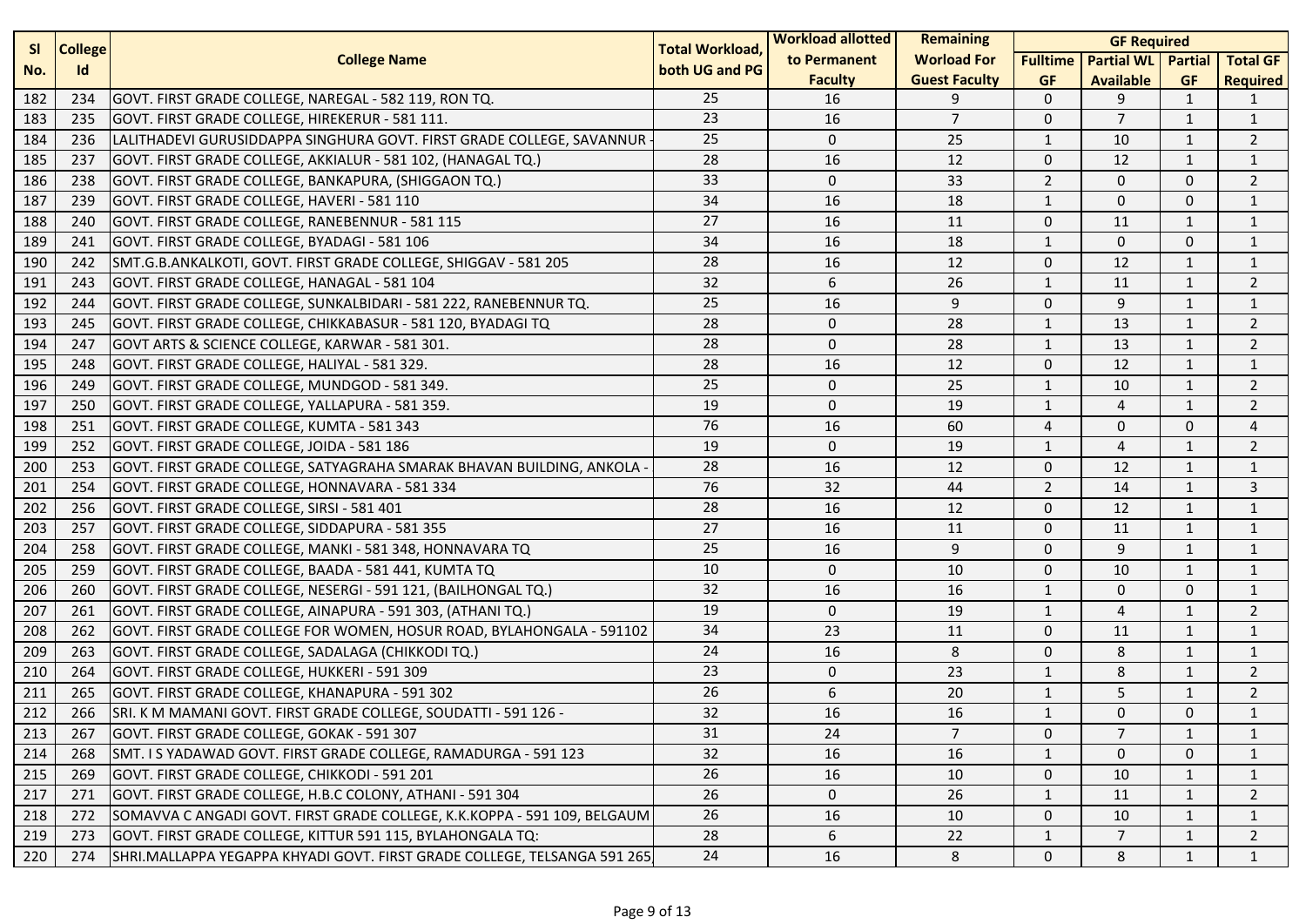| Sl No. | College Id | College Name | Total Workload, both UG and PG | Workload allotted to Permanent Faculty | Remaining Worload For Guest Faculty | GF Required | | | |
|---|---|---|---|---|---|---|---|---|---|
| | | | | | | Fulltime GF | Partial WL Available | Partial GF | Total GF Required |
| 182 | 234 | GOVT. FIRST GRADE COLLEGE, NAREGAL - 582 119, RON TQ. | 25 | 16 | 9 | 0 | 9 | 1 | 1 |
| 183 | 235 | GOVT. FIRST GRADE COLLEGE, HIREKERUR - 581 111. | 23 | 16 | 7 | 0 | 7 | 1 | 1 |
| 184 | 236 | LALITHADEVI GURUSIDDAPPA SINGHURA GOVT. FIRST GRADE COLLEGE, SAVANNUR - | 25 | 0 | 25 | 1 | 10 | 1 | 2 |
| 185 | 237 | GOVT. FIRST GRADE COLLEGE, AKKIALUR - 581 102, (HANAGAL TQ.) | 28 | 16 | 12 | 0 | 12 | 1 | 1 |
| 186 | 238 | GOVT. FIRST GRADE COLLEGE, BANKAPURA, (SHIGGAON TQ.) | 33 | 0 | 33 | 2 | 0 | 0 | 2 |
| 187 | 239 | GOVT. FIRST GRADE COLLEGE, HAVERI - 581 110 | 34 | 16 | 18 | 1 | 0 | 0 | 1 |
| 188 | 240 | GOVT. FIRST GRADE COLLEGE, RANEBENNUR - 581 115 | 27 | 16 | 11 | 0 | 11 | 1 | 1 |
| 189 | 241 | GOVT. FIRST GRADE COLLEGE, BYADAGI - 581 106 | 34 | 16 | 18 | 1 | 0 | 0 | 1 |
| 190 | 242 | SMT.G.B.ANKALKOTI, GOVT. FIRST GRADE COLLEGE, SHIGGAV - 581 205 | 28 | 16 | 12 | 0 | 12 | 1 | 1 |
| 191 | 243 | GOVT. FIRST GRADE COLLEGE, HANAGAL - 581 104 | 32 | 6 | 26 | 1 | 11 | 1 | 2 |
| 192 | 244 | GOVT. FIRST GRADE COLLEGE, SUNKALBIDARI - 581 222, RANEBENNUR TQ. | 25 | 16 | 9 | 0 | 9 | 1 | 1 |
| 193 | 245 | GOVT. FIRST GRADE COLLEGE, CHIKKABASUR - 581 120, BYADAGI TQ | 28 | 0 | 28 | 1 | 13 | 1 | 2 |
| 194 | 247 | GOVT ARTS & SCIENCE COLLEGE, KARWAR - 581 301. | 28 | 0 | 28 | 1 | 13 | 1 | 2 |
| 195 | 248 | GOVT. FIRST GRADE COLLEGE, HALIYAL - 581 329. | 28 | 16 | 12 | 0 | 12 | 1 | 1 |
| 196 | 249 | GOVT. FIRST GRADE COLLEGE, MUNDGOD - 581 349. | 25 | 0 | 25 | 1 | 10 | 1 | 2 |
| 197 | 250 | GOVT. FIRST GRADE COLLEGE, YALLAPURA - 581 359. | 19 | 0 | 19 | 1 | 4 | 1 | 2 |
| 198 | 251 | GOVT. FIRST GRADE COLLEGE, KUMTA - 581 343 | 76 | 16 | 60 | 4 | 0 | 0 | 4 |
| 199 | 252 | GOVT. FIRST GRADE COLLEGE, JOIDA - 581 186 | 19 | 0 | 19 | 1 | 4 | 1 | 2 |
| 200 | 253 | GOVT. FIRST GRADE COLLEGE, SATYAGRAHA SMARAK BHAVAN BUILDING, ANKOLA - | 28 | 16 | 12 | 0 | 12 | 1 | 1 |
| 201 | 254 | GOVT. FIRST GRADE COLLEGE, HONNAVARA - 581 334 | 76 | 32 | 44 | 2 | 14 | 1 | 3 |
| 202 | 256 | GOVT. FIRST GRADE COLLEGE, SIRSI - 581 401 | 28 | 16 | 12 | 0 | 12 | 1 | 1 |
| 203 | 257 | GOVT. FIRST GRADE COLLEGE, SIDDAPURA - 581 355 | 27 | 16 | 11 | 0 | 11 | 1 | 1 |
| 204 | 258 | GOVT. FIRST GRADE COLLEGE, MANKI - 581 348, HONNAVARA TQ | 25 | 16 | 9 | 0 | 9 | 1 | 1 |
| 205 | 259 | GOVT. FIRST GRADE COLLEGE, BAADA - 581 441, KUMTA TQ | 10 | 0 | 10 | 0 | 10 | 1 | 1 |
| 206 | 260 | GOVT. FIRST GRADE COLLEGE, NESERGI - 591 121, (BAILHONGAL TQ.) | 32 | 16 | 16 | 1 | 0 | 0 | 1 |
| 207 | 261 | GOVT. FIRST GRADE COLLEGE, AINAPURA - 591 303, (ATHANI TQ.) | 19 | 0 | 19 | 1 | 4 | 1 | 2 |
| 208 | 262 | GOVT. FIRST GRADE COLLEGE FOR WOMEN, HOSUR ROAD, BYLAHONGALA - 591102 | 34 | 23 | 11 | 0 | 11 | 1 | 1 |
| 209 | 263 | GOVT. FIRST GRADE COLLEGE, SADALAGA (CHIKKODI TQ.) | 24 | 16 | 8 | 0 | 8 | 1 | 1 |
| 210 | 264 | GOVT. FIRST GRADE COLLEGE, HUKKERI - 591 309 | 23 | 0 | 23 | 1 | 8 | 1 | 2 |
| 211 | 265 | GOVT. FIRST GRADE COLLEGE, KHANAPURA - 591 302 | 26 | 6 | 20 | 1 | 5 | 1 | 2 |
| 212 | 266 | SRI. K M MAMANI GOVT. FIRST GRADE COLLEGE, SOUDATTI - 591 126 - | 32 | 16 | 16 | 1 | 0 | 0 | 1 |
| 213 | 267 | GOVT. FIRST GRADE COLLEGE, GOKAK - 591 307 | 31 | 24 | 7 | 0 | 7 | 1 | 1 |
| 214 | 268 | SMT. I S YADAWAD GOVT. FIRST GRADE COLLEGE, RAMADURGA - 591 123 | 32 | 16 | 16 | 1 | 0 | 0 | 1 |
| 215 | 269 | GOVT. FIRST GRADE COLLEGE, CHIKKODI - 591 201 | 26 | 16 | 10 | 0 | 10 | 1 | 1 |
| 217 | 271 | GOVT. FIRST GRADE COLLEGE, H.B.C COLONY, ATHANI - 591 304 | 26 | 0 | 26 | 1 | 11 | 1 | 2 |
| 218 | 272 | SOMAVVA C ANGADI GOVT. FIRST GRADE COLLEGE, K.K.KOPPA - 591 109, BELGAUM | 26 | 16 | 10 | 0 | 10 | 1 | 1 |
| 219 | 273 | GOVT. FIRST GRADE COLLEGE, KITTUR 591 115, BYLAHONGALA TQ: | 28 | 6 | 22 | 1 | 7 | 1 | 2 |
| 220 | 274 | SHRI.MALLAPPA YEGAPPA KHYADI GOVT. FIRST GRADE COLLEGE, TELSANGA 591 265 | 24 | 16 | 8 | 0 | 8 | 1 | 1 |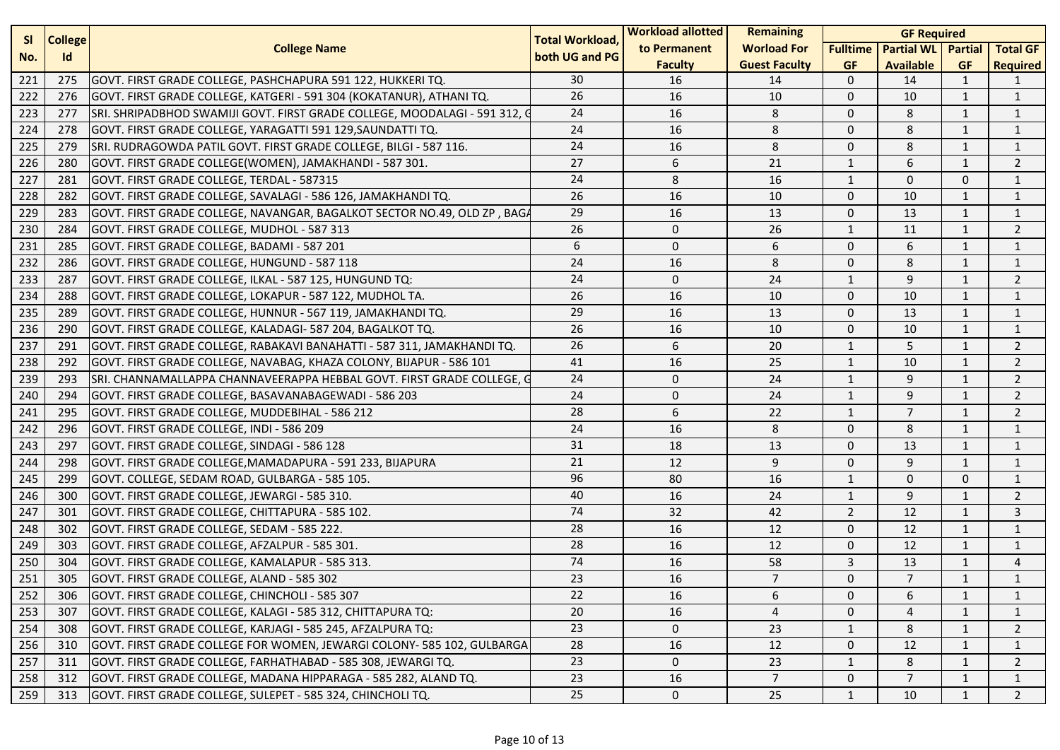| Sl No. | College Id | College Name | Total Workload, both UG and PG | Workload allotted to Permanent Faculty | Remaining Worload For Guest Faculty | GF Required | | | |
|---|---|---|---|---|---|---|---|---|---|
| | | | | | | Fulltime GF | Partial WL Available | Partial GF | Total GF Required |
| 221 | 275 | GOVT. FIRST GRADE COLLEGE, PASHCHAPURA 591 122, HUKKERI TQ. | 30 | 16 | 14 | 0 | 14 | 1 | 1 |
| 222 | 276 | GOVT. FIRST GRADE COLLEGE, KATGERI - 591 304 (KOKATANUR), ATHANI TQ. | 26 | 16 | 10 | 0 | 10 | 1 | 1 |
| 223 | 277 | SRI. SHRIPADBHOD SWAMIJI GOVT. FIRST GRADE COLLEGE, MOODALAGI - 591 312, G | 24 | 16 | 8 | 0 | 8 | 1 | 1 |
| 224 | 278 | GOVT. FIRST GRADE COLLEGE, YARAGATTI 591 129,SAUNDATTI TQ. | 24 | 16 | 8 | 0 | 8 | 1 | 1 |
| 225 | 279 | SRI. RUDRAGOWDA PATIL GOVT. FIRST GRADE COLLEGE, BILGI - 587 116. | 24 | 16 | 8 | 0 | 8 | 1 | 1 |
| 226 | 280 | GOVT. FIRST GRADE COLLEGE(WOMEN), JAMAKHANDI - 587 301. | 27 | 6 | 21 | 1 | 6 | 1 | 2 |
| 227 | 281 | GOVT. FIRST GRADE COLLEGE, TERDAL - 587315 | 24 | 8 | 16 | 1 | 0 | 0 | 1 |
| 228 | 282 | GOVT. FIRST GRADE COLLEGE, SAVALAGI - 586 126, JAMAKHANDI TQ. | 26 | 16 | 10 | 0 | 10 | 1 | 1 |
| 229 | 283 | GOVT. FIRST GRADE COLLEGE, NAVANGAR, BAGALKOT SECTOR NO.49, OLD ZP , BAGA | 29 | 16 | 13 | 0 | 13 | 1 | 1 |
| 230 | 284 | GOVT. FIRST GRADE COLLEGE, MUDHOL - 587 313 | 26 | 0 | 26 | 1 | 11 | 1 | 2 |
| 231 | 285 | GOVT. FIRST GRADE COLLEGE, BADAMI - 587 201 | 6 | 0 | 6 | 0 | 6 | 1 | 1 |
| 232 | 286 | GOVT. FIRST GRADE COLLEGE, HUNGUND - 587 118 | 24 | 16 | 8 | 0 | 8 | 1 | 1 |
| 233 | 287 | GOVT. FIRST GRADE COLLEGE, ILKAL - 587 125, HUNGUND TQ: | 24 | 0 | 24 | 1 | 9 | 1 | 2 |
| 234 | 288 | GOVT. FIRST GRADE COLLEGE, LOKAPUR - 587 122, MUDHOL TA. | 26 | 16 | 10 | 0 | 10 | 1 | 1 |
| 235 | 289 | GOVT. FIRST GRADE COLLEGE, HUNNUR - 567 119, JAMAKHANDI TQ. | 29 | 16 | 13 | 0 | 13 | 1 | 1 |
| 236 | 290 | GOVT. FIRST GRADE COLLEGE, KALADAGI- 587 204, BAGALKOT TQ. | 26 | 16 | 10 | 0 | 10 | 1 | 1 |
| 237 | 291 | GOVT. FIRST GRADE COLLEGE, RABAKAVI BANAHATTI - 587 311, JAMAKHANDI TQ. | 26 | 6 | 20 | 1 | 5 | 1 | 2 |
| 238 | 292 | GOVT. FIRST GRADE COLLEGE, NAVABAG, KHAZA COLONY, BIJAPUR - 586 101 | 41 | 16 | 25 | 1 | 10 | 1 | 2 |
| 239 | 293 | SRI. CHANNAMALLAPPA CHANNAVEERAPPA HEBBAL GOVT. FIRST GRADE COLLEGE, G | 24 | 0 | 24 | 1 | 9 | 1 | 2 |
| 240 | 294 | GOVT. FIRST GRADE COLLEGE, BASAVANABAGEWADI - 586 203 | 24 | 0 | 24 | 1 | 9 | 1 | 2 |
| 241 | 295 | GOVT. FIRST GRADE COLLEGE, MUDDEBIHAL - 586 212 | 28 | 6 | 22 | 1 | 7 | 1 | 2 |
| 242 | 296 | GOVT. FIRST GRADE COLLEGE, INDI - 586 209 | 24 | 16 | 8 | 0 | 8 | 1 | 1 |
| 243 | 297 | GOVT. FIRST GRADE COLLEGE, SINDAGI - 586 128 | 31 | 18 | 13 | 0 | 13 | 1 | 1 |
| 244 | 298 | GOVT. FIRST GRADE COLLEGE,MAMADAPURA - 591 233, BIJAPURA | 21 | 12 | 9 | 0 | 9 | 1 | 1 |
| 245 | 299 | GOVT. COLLEGE, SEDAM ROAD, GULBARGA - 585 105. | 96 | 80 | 16 | 1 | 0 | 0 | 1 |
| 246 | 300 | GOVT. FIRST GRADE COLLEGE, JEWARGI - 585 310. | 40 | 16 | 24 | 1 | 9 | 1 | 2 |
| 247 | 301 | GOVT. FIRST GRADE COLLEGE, CHITTAPURA - 585 102. | 74 | 32 | 42 | 2 | 12 | 1 | 3 |
| 248 | 302 | GOVT. FIRST GRADE COLLEGE, SEDAM - 585 222. | 28 | 16 | 12 | 0 | 12 | 1 | 1 |
| 249 | 303 | GOVT. FIRST GRADE COLLEGE, AFZALPUR - 585 301. | 28 | 16 | 12 | 0 | 12 | 1 | 1 |
| 250 | 304 | GOVT. FIRST GRADE COLLEGE, KAMALAPUR - 585 313. | 74 | 16 | 58 | 3 | 13 | 1 | 4 |
| 251 | 305 | GOVT. FIRST GRADE COLLEGE, ALAND - 585 302 | 23 | 16 | 7 | 0 | 7 | 1 | 1 |
| 252 | 306 | GOVT. FIRST GRADE COLLEGE, CHINCHOLI - 585 307 | 22 | 16 | 6 | 0 | 6 | 1 | 1 |
| 253 | 307 | GOVT. FIRST GRADE COLLEGE, KALAGI - 585 312, CHITTAPURA TQ: | 20 | 16 | 4 | 0 | 4 | 1 | 1 |
| 254 | 308 | GOVT. FIRST GRADE COLLEGE, KARJAGI - 585 245, AFZALPURA TQ: | 23 | 0 | 23 | 1 | 8 | 1 | 2 |
| 256 | 310 | GOVT. FIRST GRADE COLLEGE FOR WOMEN, JEWARGI COLONY- 585 102, GULBARGA | 28 | 16 | 12 | 0 | 12 | 1 | 1 |
| 257 | 311 | GOVT. FIRST GRADE COLLEGE, FARHATHABAD - 585 308, JEWARGI TQ. | 23 | 0 | 23 | 1 | 8 | 1 | 2 |
| 258 | 312 | GOVT. FIRST GRADE COLLEGE, MADANA HIPPARAGA - 585 282, ALAND TQ. | 23 | 16 | 7 | 0 | 7 | 1 | 1 |
| 259 | 313 | GOVT. FIRST GRADE COLLEGE, SULEPET - 585 324, CHINCHOLI TQ. | 25 | 0 | 25 | 1 | 10 | 1 | 2 |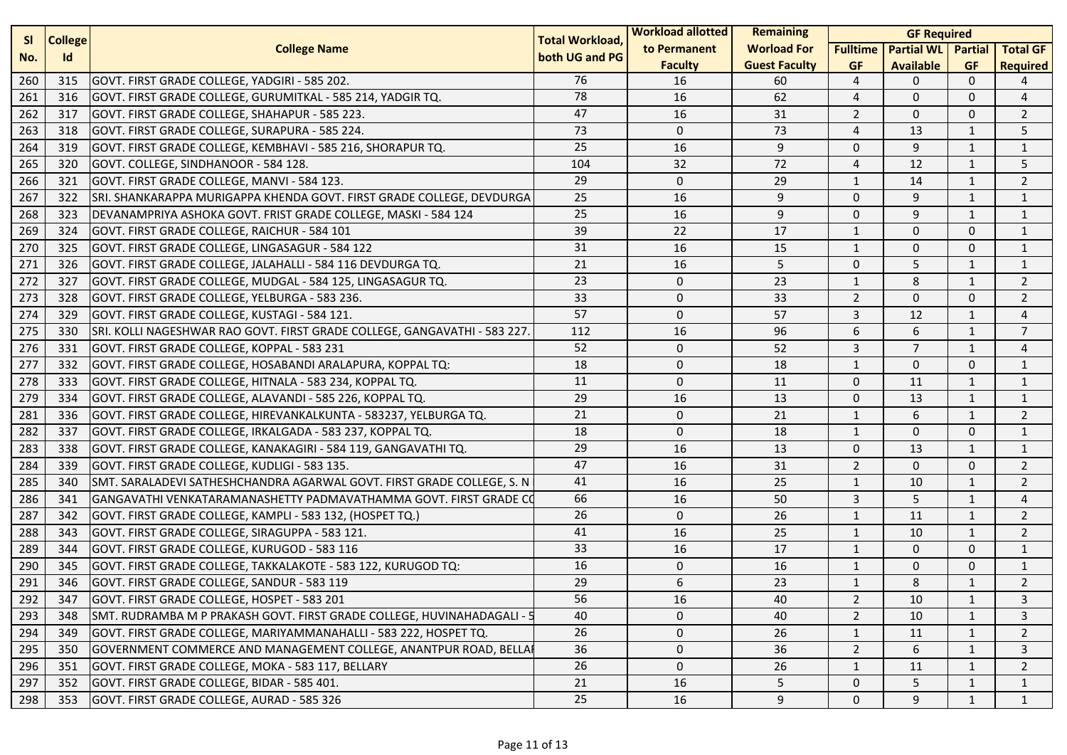| Sl No. | College Id | College Name | Total Workload, both UG and PG | Workload allotted to Permanent Faculty | Remaining Worload For Guest Faculty | GF Required | | | |
|---|---|---|---|---|---|---|---|---|---|
| | | | | | | Fulltime GF | Partial WL Available | Partial GF | Total GF Required |
| 260 | 315 | GOVT. FIRST GRADE COLLEGE, YADGIRI - 585 202. | 76 | 16 | 60 | 4 | 0 | 0 | 4 |
| 261 | 316 | GOVT. FIRST GRADE COLLEGE, GURUMITKAL - 585 214, YADGIR TQ. | 78 | 16 | 62 | 4 | 0 | 0 | 4 |
| 262 | 317 | GOVT. FIRST GRADE COLLEGE, SHAHAPUR - 585 223. | 47 | 16 | 31 | 2 | 0 | 0 | 2 |
| 263 | 318 | GOVT. FIRST GRADE COLLEGE, SURAPURA - 585 224. | 73 | 0 | 73 | 4 | 13 | 1 | 5 |
| 264 | 319 | GOVT. FIRST GRADE COLLEGE, KEMBHAVI - 585 216, SHORAPUR TQ. | 25 | 16 | 9 | 0 | 9 | 1 | 1 |
| 265 | 320 | GOVT. COLLEGE, SINDHANOOR - 584 128. | 104 | 32 | 72 | 4 | 12 | 1 | 5 |
| 266 | 321 | GOVT. FIRST GRADE COLLEGE, MANVI - 584 123. | 29 | 0 | 29 | 1 | 14 | 1 | 2 |
| 267 | 322 | SRI. SHANKARAPPA MURIGAPPA KHENDA GOVT. FIRST GRADE COLLEGE, DEVDURGA | 25 | 16 | 9 | 0 | 9 | 1 | 1 |
| 268 | 323 | DEVANAMPRIYA ASHOKA GOVT. FRIST GRADE COLLEGE, MASKI - 584 124 | 25 | 16 | 9 | 0 | 9 | 1 | 1 |
| 269 | 324 | GOVT. FIRST GRADE COLLEGE, RAICHUR - 584 101 | 39 | 22 | 17 | 1 | 0 | 0 | 1 |
| 270 | 325 | GOVT. FIRST GRADE COLLEGE, LINGASAGUR - 584 122 | 31 | 16 | 15 | 1 | 0 | 0 | 1 |
| 271 | 326 | GOVT. FIRST GRADE COLLEGE, JALAHALLI - 584 116 DEVDURGA TQ. | 21 | 16 | 5 | 0 | 5 | 1 | 1 |
| 272 | 327 | GOVT. FIRST GRADE COLLEGE, MUDGAL - 584 125, LINGASAGUR TQ. | 23 | 0 | 23 | 1 | 8 | 1 | 2 |
| 273 | 328 | GOVT. FIRST GRADE COLLEGE, YELBURGA - 583 236. | 33 | 0 | 33 | 2 | 0 | 0 | 2 |
| 274 | 329 | GOVT. FIRST GRADE COLLEGE, KUSTAGI - 584 121. | 57 | 0 | 57 | 3 | 12 | 1 | 4 |
| 275 | 330 | SRI. KOLLI NAGESHWAR RAO GOVT. FIRST GRADE COLLEGE, GANGAVATHI - 583 227. | 112 | 16 | 96 | 6 | 6 | 1 | 7 |
| 276 | 331 | GOVT. FIRST GRADE COLLEGE, KOPPAL - 583 231 | 52 | 0 | 52 | 3 | 7 | 1 | 4 |
| 277 | 332 | GOVT. FIRST GRADE COLLEGE, HOSABANDI ARALAPURA, KOPPAL TQ: | 18 | 0 | 18 | 1 | 0 | 0 | 1 |
| 278 | 333 | GOVT. FIRST GRADE COLLEGE, HITNALA - 583 234, KOPPAL TQ. | 11 | 0 | 11 | 0 | 11 | 1 | 1 |
| 279 | 334 | GOVT. FIRST GRADE COLLEGE, ALAVANDI - 585 226, KOPPAL TQ. | 29 | 16 | 13 | 0 | 13 | 1 | 1 |
| 281 | 336 | GOVT. FIRST GRADE COLLEGE, HIREVANKALKUNTA - 583237, YELBURGA TQ. | 21 | 0 | 21 | 1 | 6 | 1 | 2 |
| 282 | 337 | GOVT. FIRST GRADE COLLEGE, IRKALGADA - 583 237, KOPPAL TQ. | 18 | 0 | 18 | 1 | 0 | 0 | 1 |
| 283 | 338 | GOVT. FIRST GRADE COLLEGE, KANAKAGIRI - 584 119, GANGAVATHI TQ. | 29 | 16 | 13 | 0 | 13 | 1 | 1 |
| 284 | 339 | GOVT. FIRST GRADE COLLEGE, KUDLIGI - 583 135. | 47 | 16 | 31 | 2 | 0 | 0 | 2 |
| 285 | 340 | SMT. SARALADEVI SATHESHCHANDRA AGARWAL GOVT. FIRST GRADE COLLEGE, S. N | 41 | 16 | 25 | 1 | 10 | 1 | 2 |
| 286 | 341 | GANGAVATHI VENKATARAMANASHETTY PADMAVATHAMMA GOVT. FIRST GRADE CO | 66 | 16 | 50 | 3 | 5 | 1 | 4 |
| 287 | 342 | GOVT. FIRST GRADE COLLEGE, KAMPLI - 583 132, (HOSPET TQ.) | 26 | 0 | 26 | 1 | 11 | 1 | 2 |
| 288 | 343 | GOVT. FIRST GRADE COLLEGE, SIRAGUPPA - 583 121. | 41 | 16 | 25 | 1 | 10 | 1 | 2 |
| 289 | 344 | GOVT. FIRST GRADE COLLEGE, KURUGOD - 583 116 | 33 | 16 | 17 | 1 | 0 | 0 | 1 |
| 290 | 345 | GOVT. FIRST GRADE COLLEGE, TAKKALAKOTE - 583 122, KURUGOD TQ: | 16 | 0 | 16 | 1 | 0 | 0 | 1 |
| 291 | 346 | GOVT. FIRST GRADE COLLEGE, SANDUR - 583 119 | 29 | 6 | 23 | 1 | 8 | 1 | 2 |
| 292 | 347 | GOVT. FIRST GRADE COLLEGE, HOSPET - 583 201 | 56 | 16 | 40 | 2 | 10 | 1 | 3 |
| 293 | 348 | SMT. RUDRAMBA M P PRAKASH GOVT. FIRST GRADE COLLEGE, HUVINAHADAGALI - 5 | 40 | 0 | 40 | 2 | 10 | 1 | 3 |
| 294 | 349 | GOVT. FIRST GRADE COLLEGE, MARIYAMMANAHALLI - 583 222, HOSPET TQ. | 26 | 0 | 26 | 1 | 11 | 1 | 2 |
| 295 | 350 | GOVERNMENT COMMERCE AND MANAGEMENT COLLEGE, ANANTPUR ROAD, BELLAI | 36 | 0 | 36 | 2 | 6 | 1 | 3 |
| 296 | 351 | GOVT. FIRST GRADE COLLEGE, MOKA - 583 117, BELLARY | 26 | 0 | 26 | 1 | 11 | 1 | 2 |
| 297 | 352 | GOVT. FIRST GRADE COLLEGE, BIDAR - 585 401. | 21 | 16 | 5 | 0 | 5 | 1 | 1 |
| 298 | 353 | GOVT. FIRST GRADE COLLEGE, AURAD - 585 326 | 25 | 16 | 9 | 0 | 9 | 1 | 1 |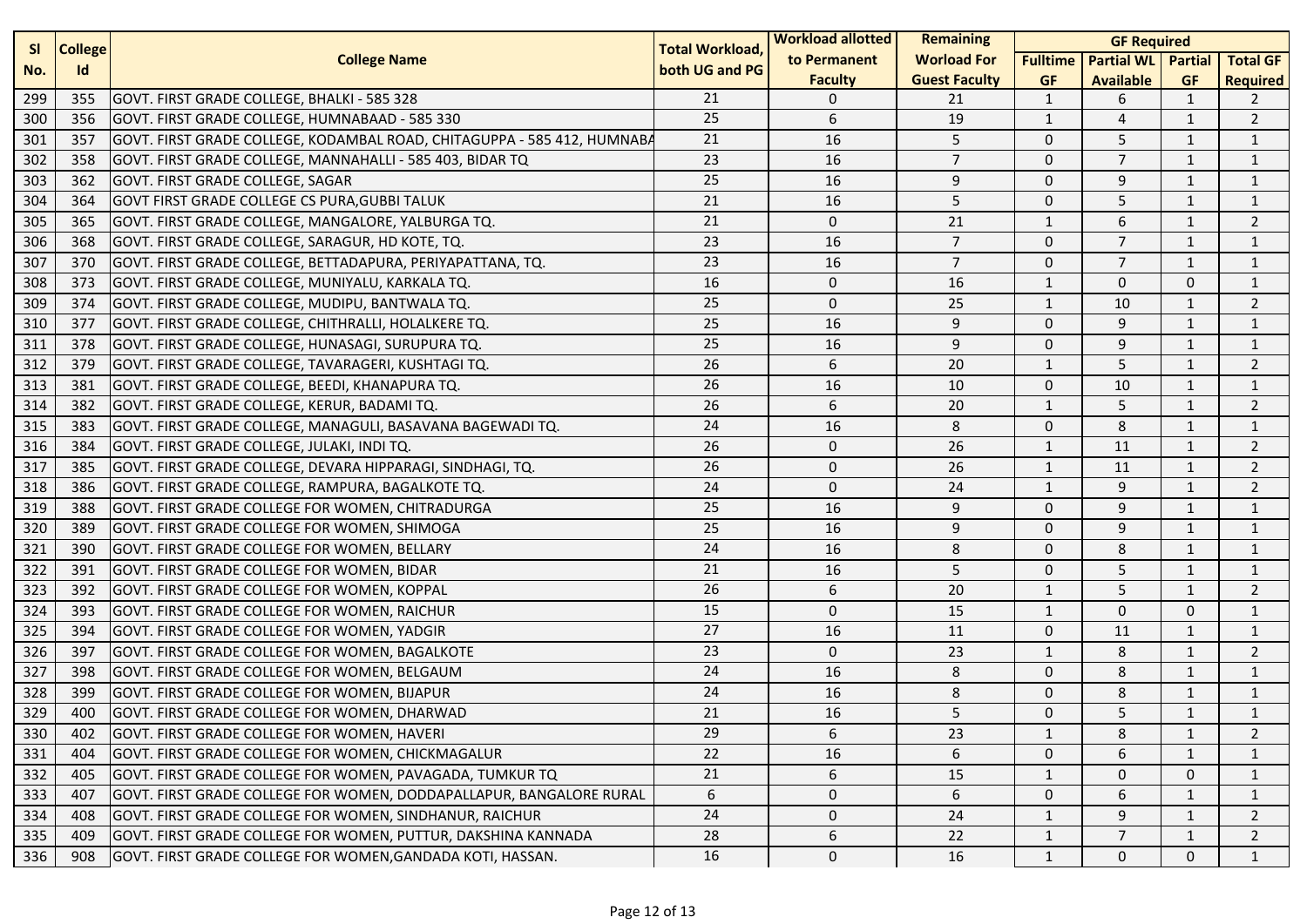| Sl No. | College Id | College Name | Total Workload, both UG and PG | Workload allotted to Permanent Faculty | Remaining Worload For Guest Faculty | GF Required | | | |
|---|---|---|---|---|---|---|---|---|---|
| | | | | | | Fulltime GF | Partial WL Available | Partial GF | Total GF Required |
| 299 | 355 | GOVT. FIRST GRADE COLLEGE, BHALKI - 585 328 | 21 | 0 | 21 | 1 | 6 | 1 | 2 |
| 300 | 356 | GOVT. FIRST GRADE COLLEGE, HUMNABAAD - 585 330 | 25 | 6 | 19 | 1 | 4 | 1 | 2 |
| 301 | 357 | GOVT. FIRST GRADE COLLEGE, KODAMBAL ROAD, CHITAGUPPA - 585 412, HUMNABA | 21 | 16 | 5 | 0 | 5 | 1 | 1 |
| 302 | 358 | GOVT. FIRST GRADE COLLEGE, MANNAHALLI - 585 403, BIDAR TQ | 23 | 16 | 7 | 0 | 7 | 1 | 1 |
| 303 | 362 | GOVT. FIRST GRADE COLLEGE, SAGAR | 25 | 16 | 9 | 0 | 9 | 1 | 1 |
| 304 | 364 | GOVT FIRST GRADE COLLEGE CS PURA,GUBBI TALUK | 21 | 16 | 5 | 0 | 5 | 1 | 1 |
| 305 | 365 | GOVT. FIRST GRADE COLLEGE, MANGALORE, YALBURGA TQ. | 21 | 0 | 21 | 1 | 6 | 1 | 2 |
| 306 | 368 | GOVT. FIRST GRADE COLLEGE, SARAGUR, HD KOTE, TQ. | 23 | 16 | 7 | 0 | 7 | 1 | 1 |
| 307 | 370 | GOVT. FIRST GRADE COLLEGE, BETTADAPURA, PERIYAPATTANA, TQ. | 23 | 16 | 7 | 0 | 7 | 1 | 1 |
| 308 | 373 | GOVT. FIRST GRADE COLLEGE, MUNIYALU, KARKALA TQ. | 16 | 0 | 16 | 1 | 0 | 0 | 1 |
| 309 | 374 | GOVT. FIRST GRADE COLLEGE, MUDIPU, BANTWALA TQ. | 25 | 0 | 25 | 1 | 10 | 1 | 2 |
| 310 | 377 | GOVT. FIRST GRADE COLLEGE, CHITHRALLI, HOLALKERE TQ. | 25 | 16 | 9 | 0 | 9 | 1 | 1 |
| 311 | 378 | GOVT. FIRST GRADE COLLEGE, HUNASAGI, SURUPURA TQ. | 25 | 16 | 9 | 0 | 9 | 1 | 1 |
| 312 | 379 | GOVT. FIRST GRADE COLLEGE, TAVARAGERI, KUSHTAGI TQ. | 26 | 6 | 20 | 1 | 5 | 1 | 2 |
| 313 | 381 | GOVT. FIRST GRADE COLLEGE, BEEDI, KHANAPURA TQ. | 26 | 16 | 10 | 0 | 10 | 1 | 1 |
| 314 | 382 | GOVT. FIRST GRADE COLLEGE, KERUR, BADAMI TQ. | 26 | 6 | 20 | 1 | 5 | 1 | 2 |
| 315 | 383 | GOVT. FIRST GRADE COLLEGE, MANAGULI, BASAVANA BAGEWADI TQ. | 24 | 16 | 8 | 0 | 8 | 1 | 1 |
| 316 | 384 | GOVT. FIRST GRADE COLLEGE, JULAKI, INDI TQ. | 26 | 0 | 26 | 1 | 11 | 1 | 2 |
| 317 | 385 | GOVT. FIRST GRADE COLLEGE, DEVARA HIPPARAGI, SINDHAGI, TQ. | 26 | 0 | 26 | 1 | 11 | 1 | 2 |
| 318 | 386 | GOVT. FIRST GRADE COLLEGE, RAMPURA, BAGALKOTE TQ. | 24 | 0 | 24 | 1 | 9 | 1 | 2 |
| 319 | 388 | GOVT. FIRST GRADE COLLEGE FOR WOMEN, CHITRADURGA | 25 | 16 | 9 | 0 | 9 | 1 | 1 |
| 320 | 389 | GOVT. FIRST GRADE COLLEGE FOR WOMEN, SHIMOGA | 25 | 16 | 9 | 0 | 9 | 1 | 1 |
| 321 | 390 | GOVT. FIRST GRADE COLLEGE FOR WOMEN, BELLARY | 24 | 16 | 8 | 0 | 8 | 1 | 1 |
| 322 | 391 | GOVT. FIRST GRADE COLLEGE FOR WOMEN, BIDAR | 21 | 16 | 5 | 0 | 5 | 1 | 1 |
| 323 | 392 | GOVT. FIRST GRADE COLLEGE FOR WOMEN, KOPPAL | 26 | 6 | 20 | 1 | 5 | 1 | 2 |
| 324 | 393 | GOVT. FIRST GRADE COLLEGE FOR WOMEN, RAICHUR | 15 | 0 | 15 | 1 | 0 | 0 | 1 |
| 325 | 394 | GOVT. FIRST GRADE COLLEGE FOR WOMEN, YADGIR | 27 | 16 | 11 | 0 | 11 | 1 | 1 |
| 326 | 397 | GOVT. FIRST GRADE COLLEGE FOR WOMEN, BAGALKOTE | 23 | 0 | 23 | 1 | 8 | 1 | 2 |
| 327 | 398 | GOVT. FIRST GRADE COLLEGE FOR WOMEN, BELGAUM | 24 | 16 | 8 | 0 | 8 | 1 | 1 |
| 328 | 399 | GOVT. FIRST GRADE COLLEGE FOR WOMEN, BIJAPUR | 24 | 16 | 8 | 0 | 8 | 1 | 1 |
| 329 | 400 | GOVT. FIRST GRADE COLLEGE FOR WOMEN, DHARWAD | 21 | 16 | 5 | 0 | 5 | 1 | 1 |
| 330 | 402 | GOVT. FIRST GRADE COLLEGE FOR WOMEN, HAVERI | 29 | 6 | 23 | 1 | 8 | 1 | 2 |
| 331 | 404 | GOVT. FIRST GRADE COLLEGE FOR WOMEN, CHICKMAGALUR | 22 | 16 | 6 | 0 | 6 | 1 | 1 |
| 332 | 405 | GOVT. FIRST GRADE COLLEGE FOR WOMEN, PAVAGADA, TUMKUR TQ | 21 | 6 | 15 | 1 | 0 | 0 | 1 |
| 333 | 407 | GOVT. FIRST GRADE COLLEGE FOR WOMEN, DODDAPALLAPUR, BANGALORE RURAL | 6 | 0 | 6 | 0 | 6 | 1 | 1 |
| 334 | 408 | GOVT. FIRST GRADE COLLEGE FOR WOMEN, SINDHANUR, RAICHUR | 24 | 0 | 24 | 1 | 9 | 1 | 2 |
| 335 | 409 | GOVT. FIRST GRADE COLLEGE FOR WOMEN, PUTTUR, DAKSHINA KANNADA | 28 | 6 | 22 | 1 | 7 | 1 | 2 |
| 336 | 908 | GOVT. FIRST GRADE COLLEGE FOR WOMEN,GANDADA KOTI, HASSAN. | 16 | 0 | 16 | 1 | 0 | 0 | 1 |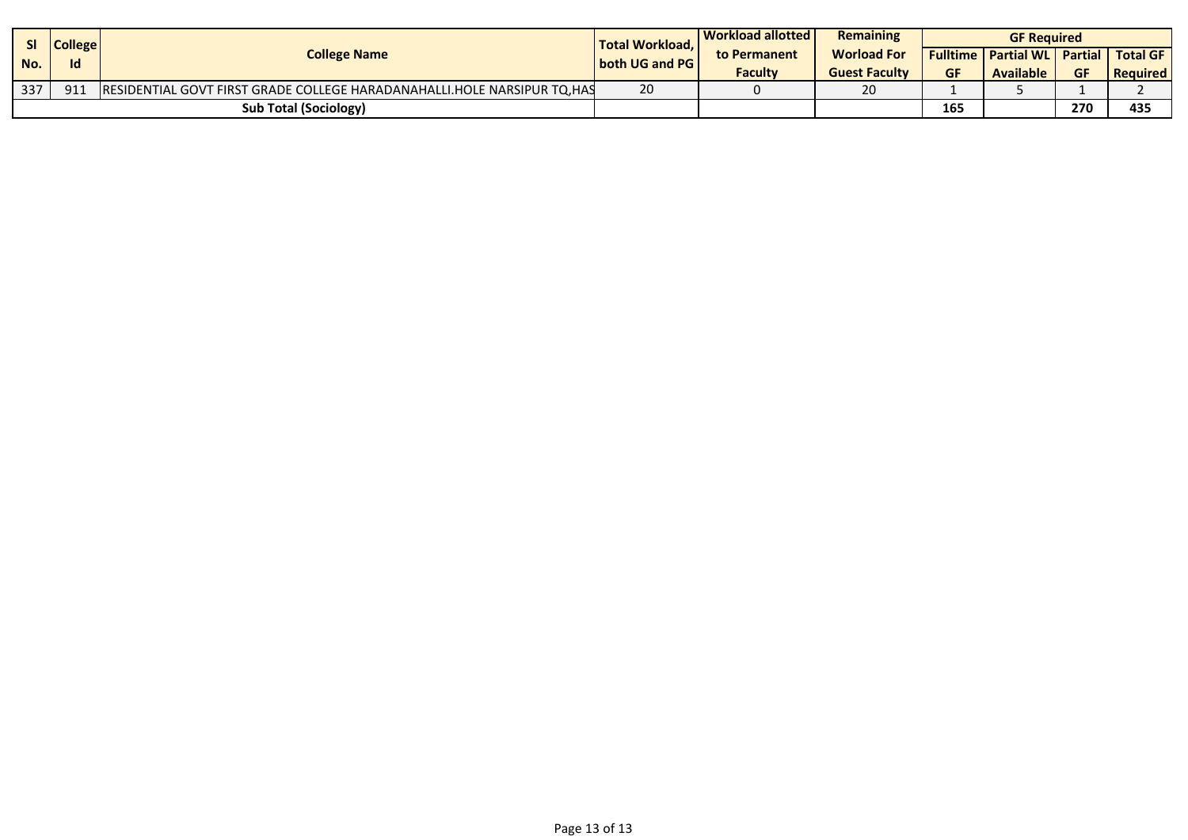| Sl No. | College Id | College Name | Total Workload, both UG and PG | Workload allotted to Permanent Faculty | Remaining Worload For Guest Faculty | GF Required | | | |
|---|---|---|---|---|---|---|---|---|---|
| | | | | | | Fulltime GF | Partial WL Available | Partial GF | Total GF Required |
| 337 | 911 | RESIDENTIAL GOVT FIRST GRADE COLLEGE HARADANAHALLI.HOLE NARSIPUR TQ,HAS | 20 | 0 | 20 | 1 | 5 | 1 | 2 |
| **Sub Total (Sociology)** | | | | | | **165** | | **270** | **435** |